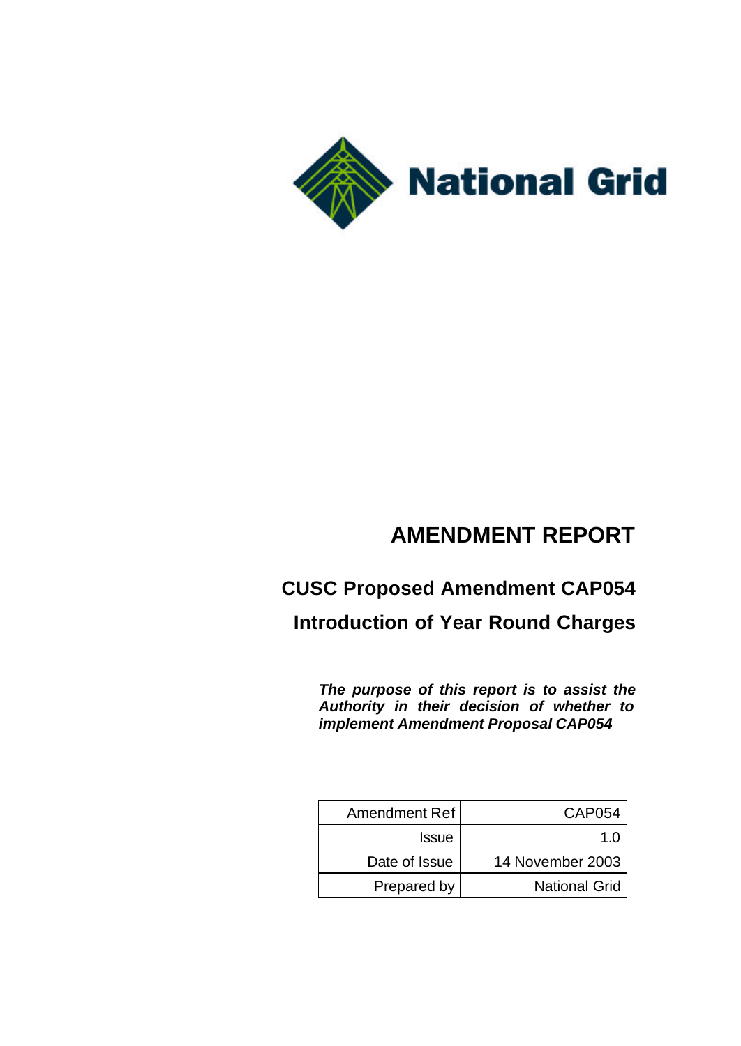National Grid

# AMENDMENT REPORT

## CUSC Proposed Amendment CAP054

## Introduction of Year Round Charges

***The purpose of this report is to assist the Authority in their decision of whether to implement Amendment Proposal CAP054***

| Amendment Ref | CAP054 |
|---|---|
| Issue | 1.0 |
| Date of Issue | 14 November 2003 |
| Prepared by | National Grid |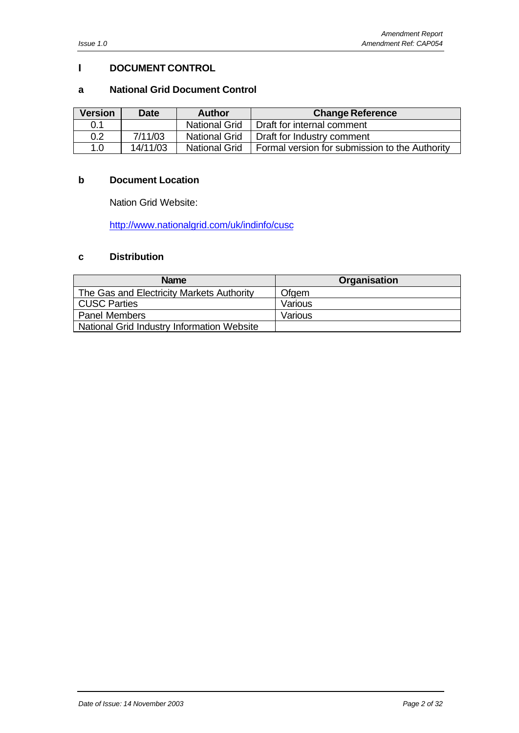# I DOCUMENT CONTROL

## a National Grid Document Control

| Version | Date | Author | Change Reference |
|---|---|---|---|
| 0.1 | | National Grid | Draft for internal comment |
| 0.2 | 7/11/03 | National Grid | Draft for Industry comment |
| 1.0 | 14/11/03 | National Grid | Formal version for submission to the Authority |

## b Document Location

Nation Grid Website:

http://www.nationalgrid.com/uk/indinfo/cusc

## c Distribution

| Name | Organisation |
|---|---|
| The Gas and Electricity Markets Authority | Ofgem |
| CUSC Parties | Various |
| Panel Members | Various |
| National Grid Industry Information Website | |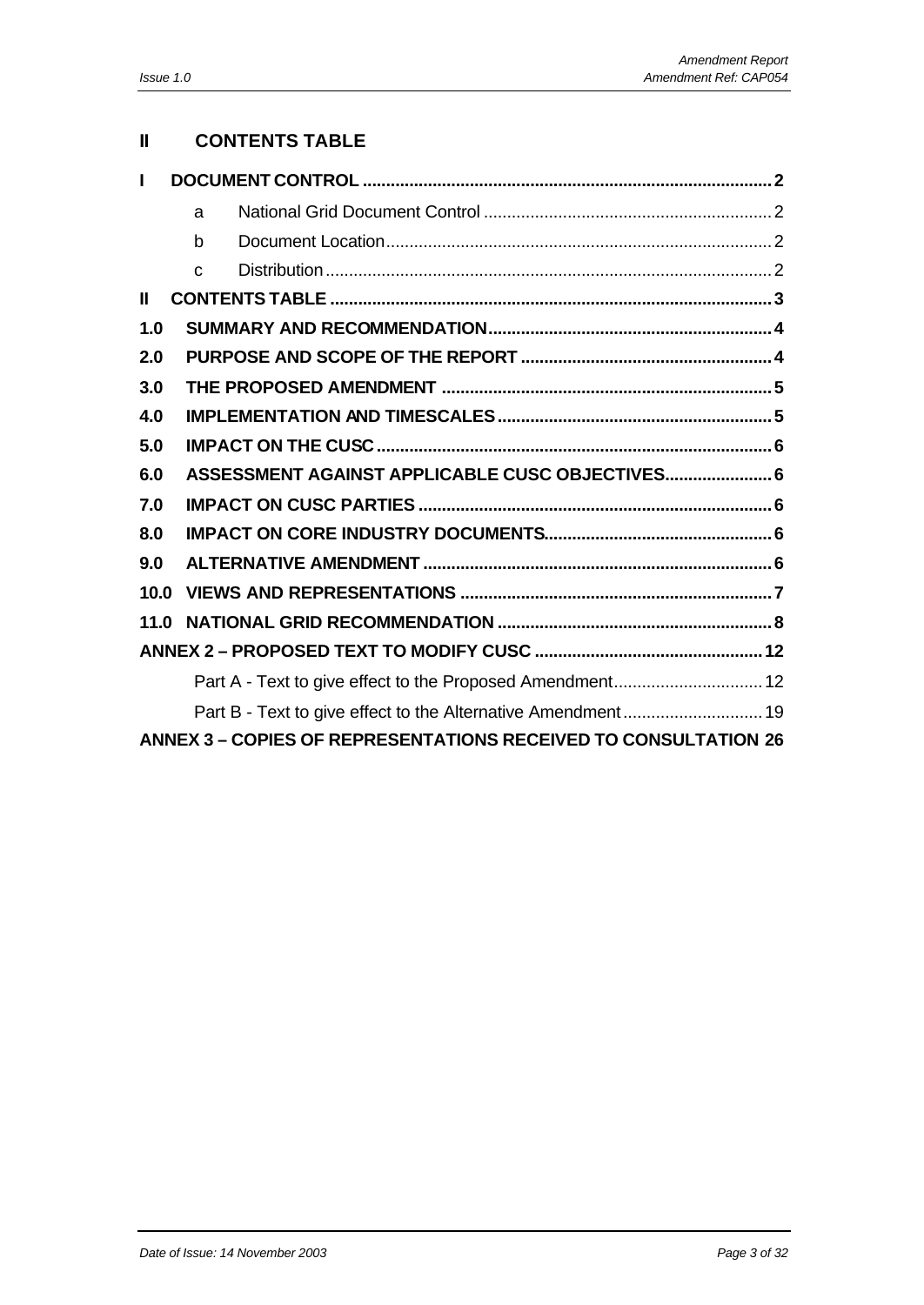## II CONTENTS TABLE

| | | | |
|---|---|---|---|
| **I** | **DOCUMENT CONTROL** | | **2** |
| | a | National Grid Document Control | 2 |
| | b | Document Location | 2 |
| | c | Distribution | 2 |
| **II** | **CONTENTS TABLE** | | **3** |
| **1.0** | **SUMMARY AND RECOMMENDATION** | | **4** |
| **2.0** | **PURPOSE AND SCOPE OF THE REPORT** | | **4** |
| **3.0** | **THE PROPOSED AMENDMENT** | | **5** |
| **4.0** | **IMPLEMENTATION AND TIMESCALES** | | **5** |
| **5.0** | **IMPACT ON THE CUSC** | | **6** |
| **6.0** | **ASSESSMENT AGAINST APPLICABLE CUSC OBJECTIVES** | | **6** |
| **7.0** | **IMPACT ON CUSC PARTIES** | | **6** |
| **8.0** | **IMPACT ON CORE INDUSTRY DOCUMENTS** | | **6** |
| **9.0** | **ALTERNATIVE AMENDMENT** | | **6** |
| **10.0** | **VIEWS AND REPRESENTATIONS** | | **7** |
| **11.0** | **NATIONAL GRID RECOMMENDATION** | | **8** |
| | **ANNEX 2 – PROPOSED TEXT TO MODIFY CUSC** | | **12** |
| | Part A - Text to give effect to the Proposed Amendment | | 12 |
| | Part B - Text to give effect to the Alternative Amendment | | 19 |
| | **ANNEX 3 – COPIES OF REPRESENTATIONS RECEIVED TO CONSULTATION** | | **26** |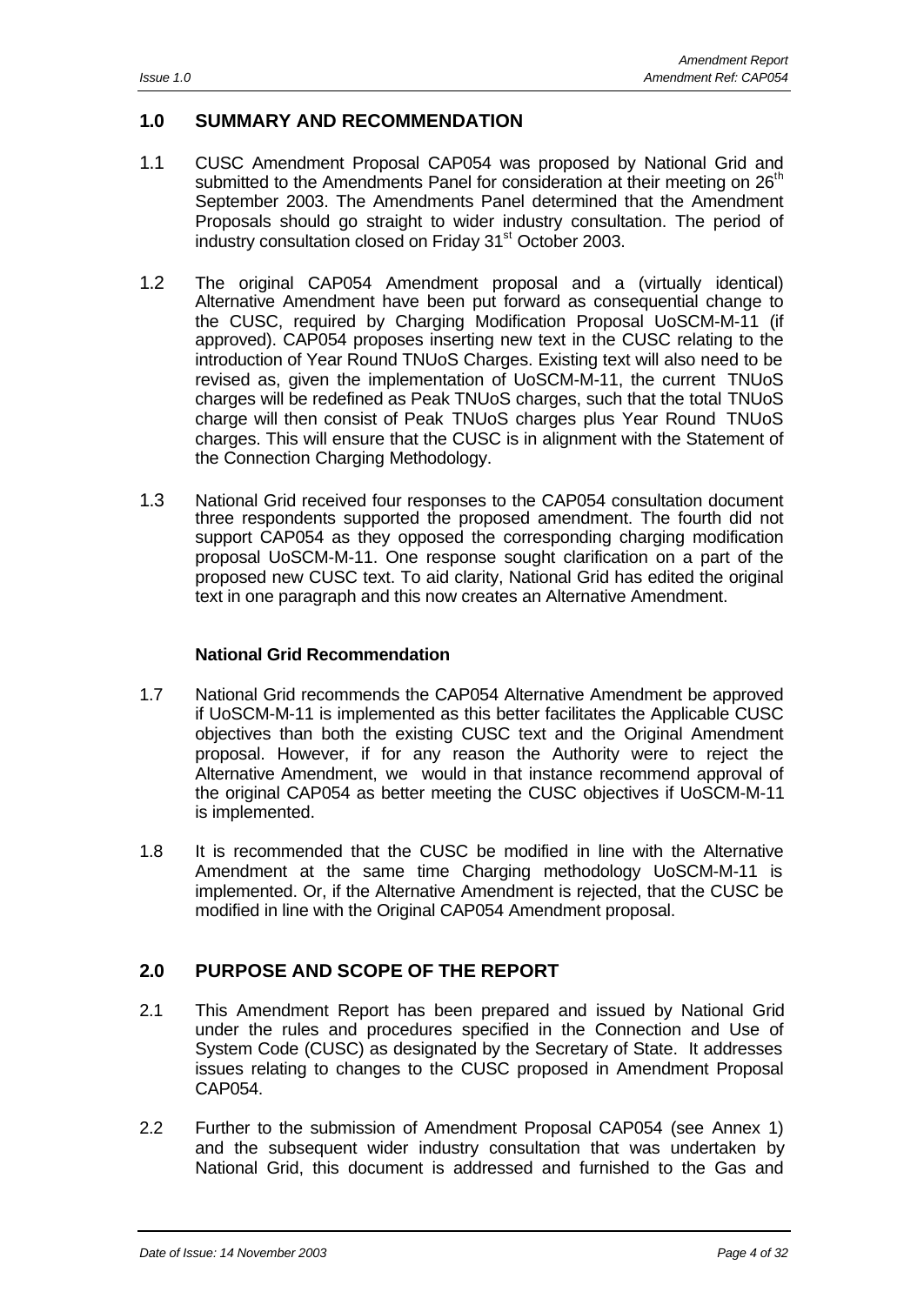## 1.0 SUMMARY AND RECOMMENDATION

1.1 CUSC Amendment Proposal CAP054 was proposed by National Grid and submitted to the Amendments Panel for consideration at their meeting on 26[th] September 2003. The Amendments Panel determined that the Amendment Proposals should go straight to wider industry consultation. The period of industry consultation closed on Friday 31[st] October 2003.

1.2 The original CAP054 Amendment proposal and a (virtually identical) Alternative Amendment have been put forward as consequential change to the CUSC, required by Charging Modification Proposal UoSCM-M-11 (if approved). CAP054 proposes inserting new text in the CUSC relating to the introduction of Year Round TNUoS Charges. Existing text will also need to be revised as, given the implementation of UoSCM-M-11, the current TNUoS charges will be redefined as Peak TNUoS charges, such that the total TNUoS charge will then consist of Peak TNUoS charges plus Year Round TNUoS charges. This will ensure that the CUSC is in alignment with the Statement of the Connection Charging Methodology.

1.3 National Grid received four responses to the CAP054 consultation document three respondents supported the proposed amendment. The fourth did not support CAP054 as they opposed the corresponding charging modification proposal UoSCM-M-11. One response sought clarification on a part of the proposed new CUSC text. To aid clarity, National Grid has edited the original text in one paragraph and this now creates an Alternative Amendment.

**National Grid Recommendation**

1.7 National Grid recommends the CAP054 Alternative Amendment be approved if UoSCM-M-11 is implemented as this better facilitates the Applicable CUSC objectives than both the existing CUSC text and the Original Amendment proposal. However, if for any reason the Authority were to reject the Alternative Amendment, we would in that instance recommend approval of the original CAP054 as better meeting the CUSC objectives if UoSCM-M-11 is implemented.

1.8 It is recommended that the CUSC be modified in line with the Alternative Amendment at the same time Charging methodology UoSCM-M-11 is implemented. Or, if the Alternative Amendment is rejected, that the CUSC be modified in line with the Original CAP054 Amendment proposal.

## 2.0 PURPOSE AND SCOPE OF THE REPORT

2.1 This Amendment Report has been prepared and issued by National Grid under the rules and procedures specified in the Connection and Use of System Code (CUSC) as designated by the Secretary of State. It addresses issues relating to changes to the CUSC proposed in Amendment Proposal CAP054.

2.2 Further to the submission of Amendment Proposal CAP054 (see Annex 1) and the subsequent wider industry consultation that was undertaken by National Grid, this document is addressed and furnished to the Gas and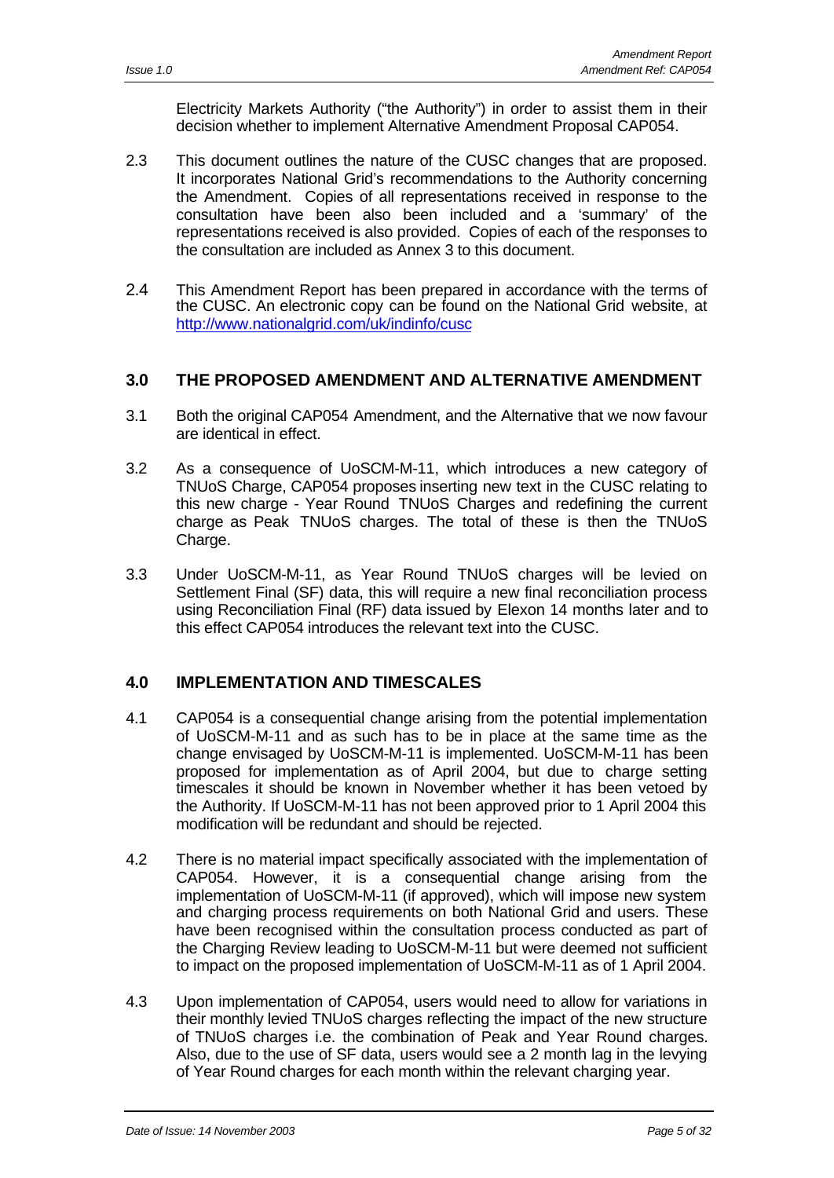Electricity Markets Authority ("the Authority") in order to assist them in their decision whether to implement Alternative Amendment Proposal CAP054.

2.3 This document outlines the nature of the CUSC changes that are proposed. It incorporates National Grid's recommendations to the Authority concerning the Amendment. Copies of all representations received in response to the consultation have been also been included and a 'summary' of the representations received is also provided. Copies of each of the responses to the consultation are included as Annex 3 to this document.

2.4 This Amendment Report has been prepared in accordance with the terms of the CUSC. An electronic copy can be found on the National Grid website, at http://www.nationalgrid.com/uk/indinfo/cusc

## 3.0 THE PROPOSED AMENDMENT AND ALTERNATIVE AMENDMENT

3.1 Both the original CAP054 Amendment, and the Alternative that we now favour are identical in effect.

3.2 As a consequence of UoSCM-M-11, which introduces a new category of TNUoS Charge, CAP054 proposes inserting new text in the CUSC relating to this new charge - Year Round TNUoS Charges and redefining the current charge as Peak TNUoS charges. The total of these is then the TNUoS Charge.

3.3 Under UoSCM-M-11, as Year Round TNUoS charges will be levied on Settlement Final (SF) data, this will require a new final reconciliation process using Reconciliation Final (RF) data issued by Elexon 14 months later and to this effect CAP054 introduces the relevant text into the CUSC.

## 4.0 IMPLEMENTATION AND TIMESCALES

4.1 CAP054 is a consequential change arising from the potential implementation of UoSCM-M-11 and as such has to be in place at the same time as the change envisaged by UoSCM-M-11 is implemented. UoSCM-M-11 has been proposed for implementation as of April 2004, but due to charge setting timescales it should be known in November whether it has been vetoed by the Authority. If UoSCM-M-11 has not been approved prior to 1 April 2004 this modification will be redundant and should be rejected.

4.2 There is no material impact specifically associated with the implementation of CAP054. However, it is a consequential change arising from the implementation of UoSCM-M-11 (if approved), which will impose new system and charging process requirements on both National Grid and users. These have been recognised within the consultation process conducted as part of the Charging Review leading to UoSCM-M-11 but were deemed not sufficient to impact on the proposed implementation of UoSCM-M-11 as of 1 April 2004.

4.3 Upon implementation of CAP054, users would need to allow for variations in their monthly levied TNUoS charges reflecting the impact of the new structure of TNUoS charges i.e. the combination of Peak and Year Round charges. Also, due to the use of SF data, users would see a 2 month lag in the levying of Year Round charges for each month within the relevant charging year.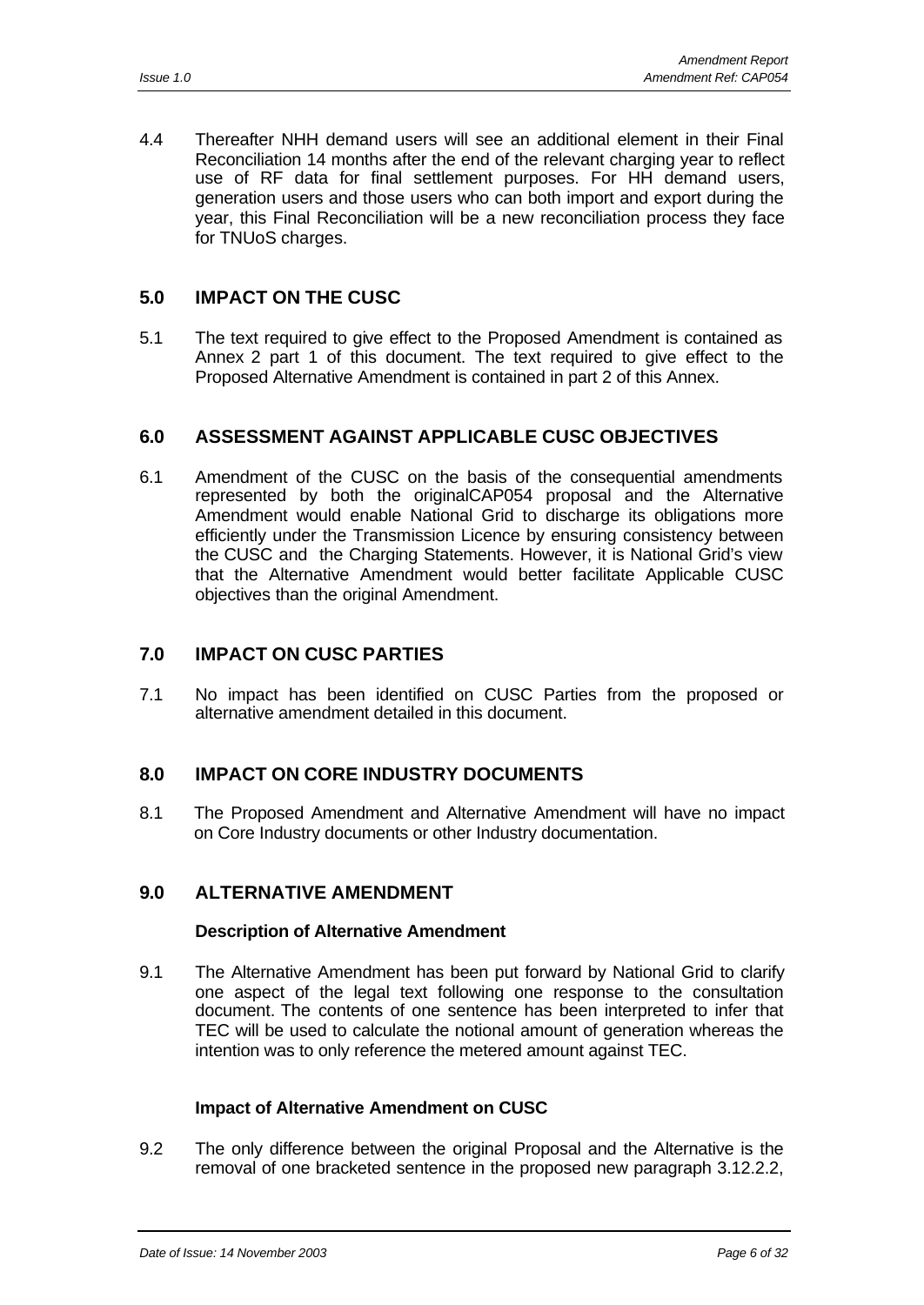4.4 Thereafter NHH demand users will see an additional element in their Final Reconciliation 14 months after the end of the relevant charging year to reflect use of RF data for final settlement purposes. For HH demand users, generation users and those users who can both import and export during the year, this Final Reconciliation will be a new reconciliation process they face for TNUoS charges.

## 5.0 IMPACT ON THE CUSC

5.1 The text required to give effect to the Proposed Amendment is contained as Annex 2 part 1 of this document. The text required to give effect to the Proposed Alternative Amendment is contained in part 2 of this Annex.

## 6.0 ASSESSMENT AGAINST APPLICABLE CUSC OBJECTIVES

6.1 Amendment of the CUSC on the basis of the consequential amendments represented by both the originalCAP054 proposal and the Alternative Amendment would enable National Grid to discharge its obligations more efficiently under the Transmission Licence by ensuring consistency between the CUSC and the Charging Statements. However, it is National Grid's view that the Alternative Amendment would better facilitate Applicable CUSC objectives than the original Amendment.

## 7.0 IMPACT ON CUSC PARTIES

7.1 No impact has been identified on CUSC Parties from the proposed or alternative amendment detailed in this document.

## 8.0 IMPACT ON CORE INDUSTRY DOCUMENTS

8.1 The Proposed Amendment and Alternative Amendment will have no impact on Core Industry documents or other Industry documentation.

## 9.0 ALTERNATIVE AMENDMENT

### Description of Alternative Amendment

9.1 The Alternative Amendment has been put forward by National Grid to clarify one aspect of the legal text following one response to the consultation document. The contents of one sentence has been interpreted to infer that TEC will be used to calculate the notional amount of generation whereas the intention was to only reference the metered amount against TEC.

### Impact of Alternative Amendment on CUSC

9.2 The only difference between the original Proposal and the Alternative is the removal of one bracketed sentence in the proposed new paragraph 3.12.2.2,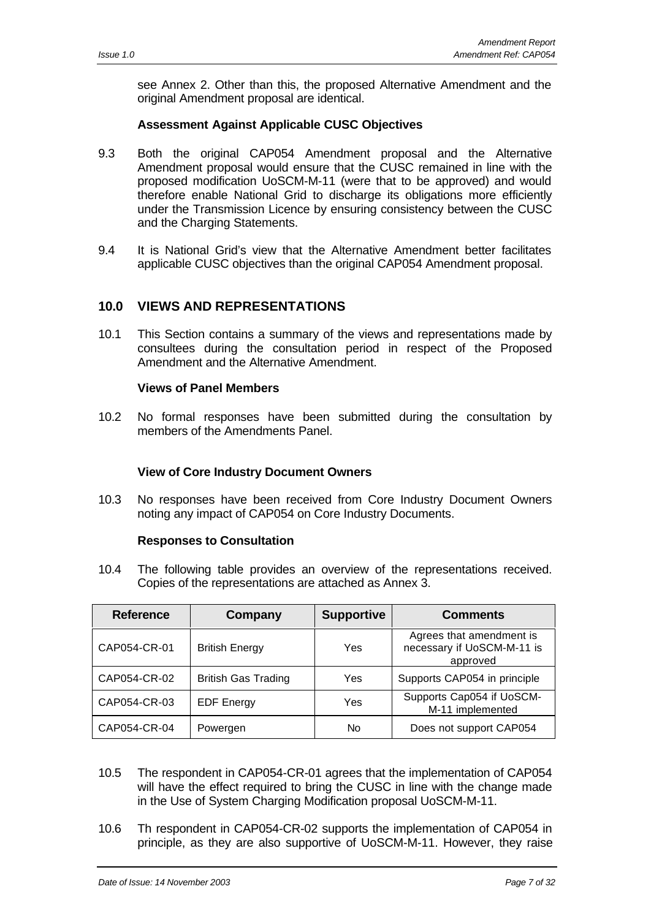see Annex 2. Other than this, the proposed Alternative Amendment and the original Amendment proposal are identical.

**Assessment Against Applicable CUSC Objectives**

9.3 Both the original CAP054 Amendment proposal and the Alternative Amendment proposal would ensure that the CUSC remained in line with the proposed modification UoSCM-M-11 (were that to be approved) and would therefore enable National Grid to discharge its obligations more efficiently under the Transmission Licence by ensuring consistency between the CUSC and the Charging Statements.

9.4 It is National Grid's view that the Alternative Amendment better facilitates applicable CUSC objectives than the original CAP054 Amendment proposal.

## 10.0 VIEWS AND REPRESENTATIONS

10.1 This Section contains a summary of the views and representations made by consultees during the consultation period in respect of the Proposed Amendment and the Alternative Amendment.

**Views of Panel Members**

10.2 No formal responses have been submitted during the consultation by members of the Amendments Panel.

**View of Core Industry Document Owners**

10.3 No responses have been received from Core Industry Document Owners noting any impact of CAP054 on Core Industry Documents.

**Responses to Consultation**

10.4 The following table provides an overview of the representations received. Copies of the representations are attached as Annex 3.

| Reference | Company | Supportive | Comments |
|---|---|---|---|
| CAP054-CR-01 | British Energy | Yes | Agrees that amendment is necessary if UoSCM-M-11 is approved |
| CAP054-CR-02 | British Gas Trading | Yes | Supports CAP054 in principle |
| CAP054-CR-03 | EDF Energy | Yes | Supports Cap054 if UoSCM-M-11 implemented |
| CAP054-CR-04 | Powergen | No | Does not support CAP054 |

10.5 The respondent in CAP054-CR-01 agrees that the implementation of CAP054 will have the effect required to bring the CUSC in line with the change made in the Use of System Charging Modification proposal UoSCM-M-11.

10.6 Th respondent in CAP054-CR-02 supports the implementation of CAP054 in principle, as they are also supportive of UoSCM-M-11. However, they raise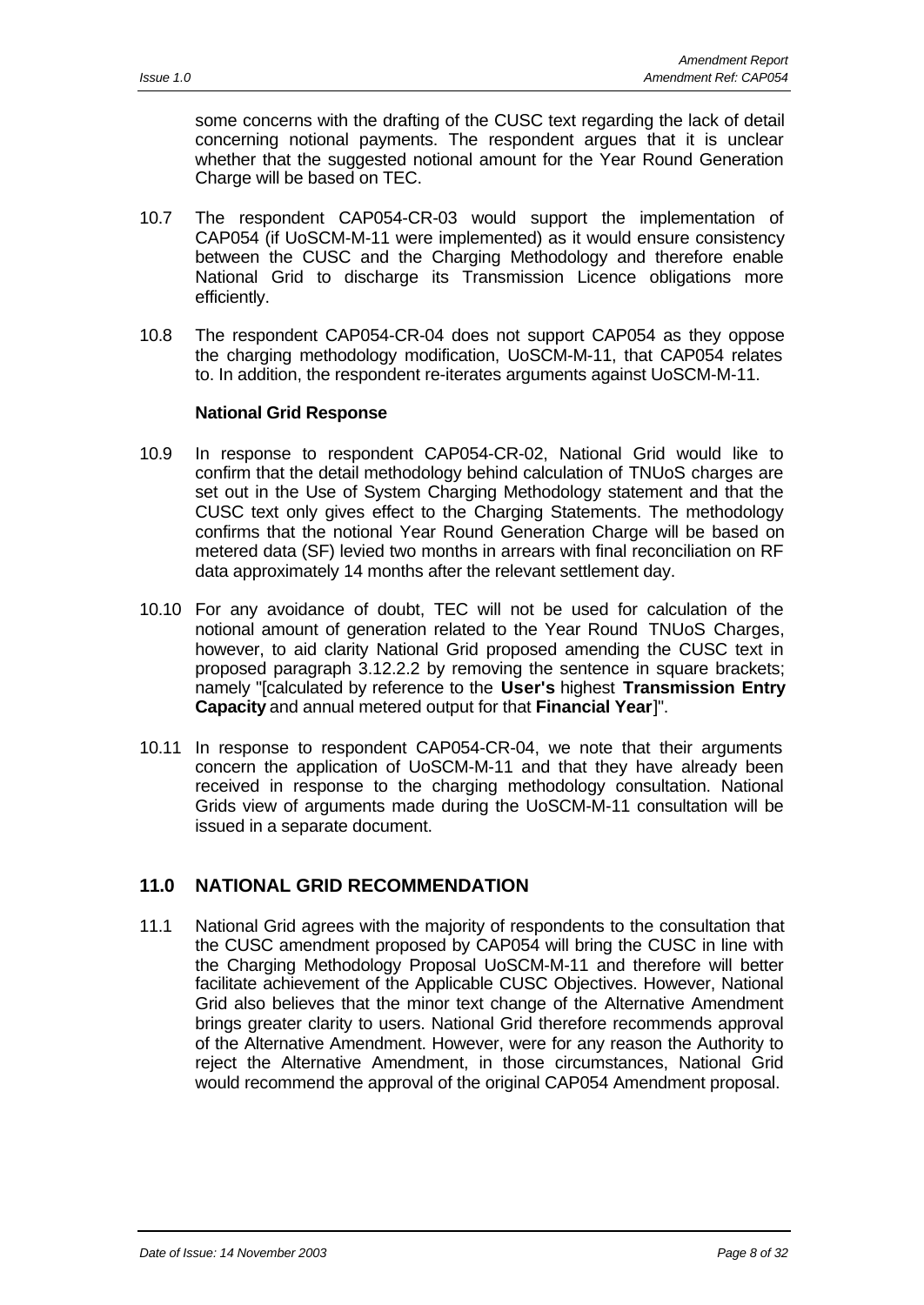some concerns with the drafting of the CUSC text regarding the lack of detail concerning notional payments. The respondent argues that it is unclear whether that the suggested notional amount for the Year Round Generation Charge will be based on TEC.

10.7 The respondent CAP054-CR-03 would support the implementation of CAP054 (if UoSCM-M-11 were implemented) as it would ensure consistency between the CUSC and the Charging Methodology and therefore enable National Grid to discharge its Transmission Licence obligations more efficiently.

10.8 The respondent CAP054-CR-04 does not support CAP054 as they oppose the charging methodology modification, UoSCM-M-11, that CAP054 relates to. In addition, the respondent re-iterates arguments against UoSCM-M-11.

**National Grid Response**

10.9 In response to respondent CAP054-CR-02, National Grid would like to confirm that the detail methodology behind calculation of TNUoS charges are set out in the Use of System Charging Methodology statement and that the CUSC text only gives effect to the Charging Statements. The methodology confirms that the notional Year Round Generation Charge will be based on metered data (SF) levied two months in arrears with final reconciliation on RF data approximately 14 months after the relevant settlement day.

10.10 For any avoidance of doubt, TEC will not be used for calculation of the notional amount of generation related to the Year Round TNUoS Charges, however, to aid clarity National Grid proposed amending the CUSC text in proposed paragraph 3.12.2.2 by removing the sentence in square brackets; namely "[calculated by reference to the **User's** highest **Transmission Entry Capacity** and annual metered output for that **Financial Year**]".

10.11 In response to respondent CAP054-CR-04, we note that their arguments concern the application of UoSCM-M-11 and that they have already been received in response to the charging methodology consultation. National Grids view of arguments made during the UoSCM-M-11 consultation will be issued in a separate document.

## 11.0 NATIONAL GRID RECOMMENDATION

11.1 National Grid agrees with the majority of respondents to the consultation that the CUSC amendment proposed by CAP054 will bring the CUSC in line with the Charging Methodology Proposal UoSCM-M-11 and therefore will better facilitate achievement of the Applicable CUSC Objectives. However, National Grid also believes that the minor text change of the Alternative Amendment brings greater clarity to users. National Grid therefore recommends approval of the Alternative Amendment. However, were for any reason the Authority to reject the Alternative Amendment, in those circumstances, National Grid would recommend the approval of the original CAP054 Amendment proposal.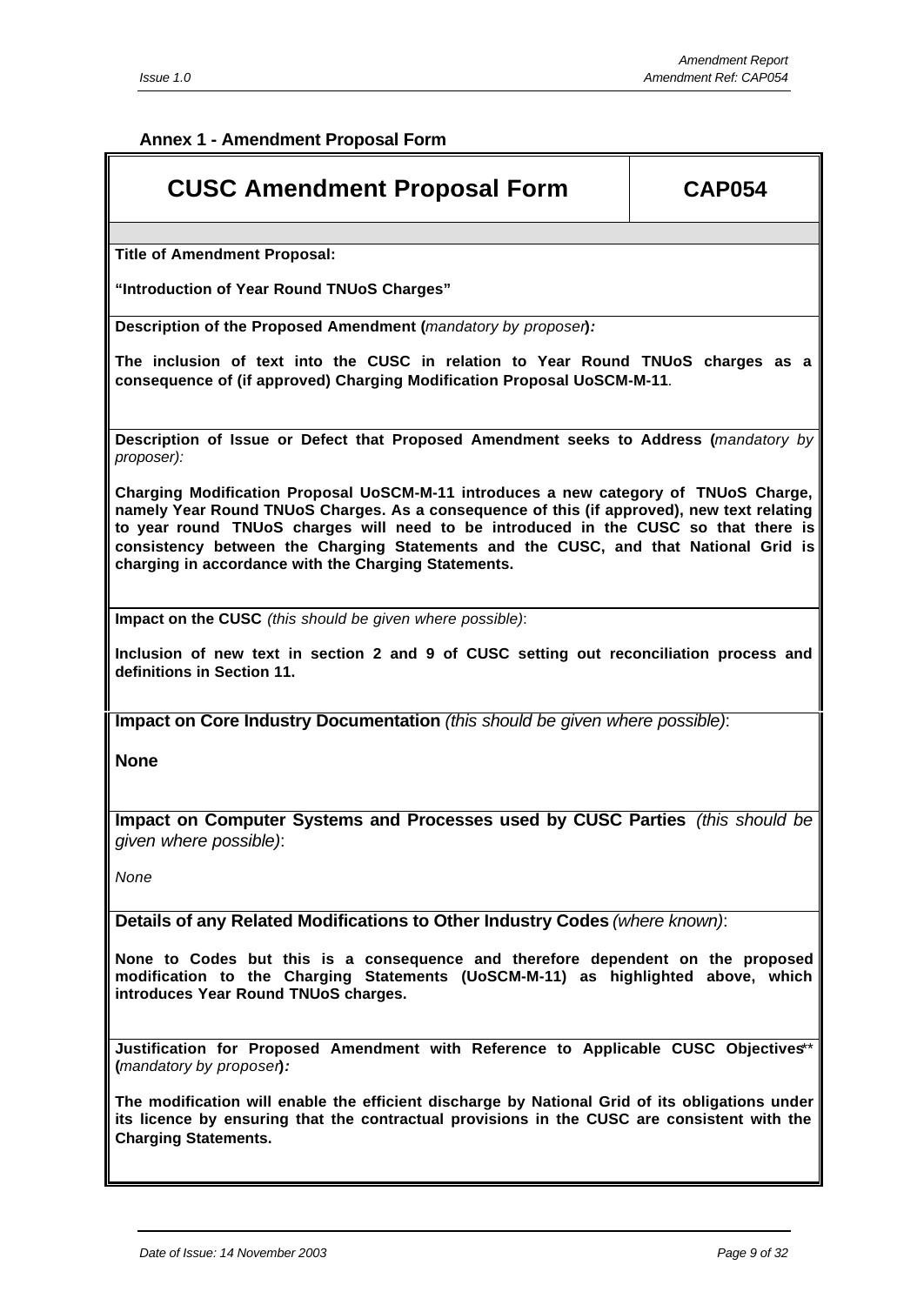**Annex 1 - Amendment Proposal Form**

# CUSC Amendment Proposal Form — CAP054

**Title of Amendment Proposal:**

**"Introduction of Year Round TNUoS Charges"**

**Description of the Proposed Amendment (***mandatory by proposer***):**

**The inclusion of text into the CUSC in relation to Year Round TNUoS charges as a consequence of (if approved) Charging Modification Proposal UoSCM-M-11**.

**Description of Issue or Defect that Proposed Amendment seeks to Address (***mandatory by proposer):*

**Charging Modification Proposal UoSCM-M-11 introduces a new category of TNUoS Charge, namely Year Round TNUoS Charges. As a consequence of this (if approved), new text relating to year round TNUoS charges will need to be introduced in the CUSC so that there is consistency between the Charging Statements and the CUSC, and that National Grid is charging in accordance with the Charging Statements.**

**Impact on the CUSC** *(this should be given where possible)*:

**Inclusion of new text in section 2 and 9 of CUSC setting out reconciliation process and definitions in Section 11.**

**Impact on Core Industry Documentation** *(this should be given where possible)*:

**None**

**Impact on Computer Systems and Processes used by CUSC Parties** *(this should be given where possible)*:

*None*

**Details of any Related Modifications to Other Industry Codes** *(where known)*:

**None to Codes but this is a consequence and therefore dependent on the proposed modification to the Charging Statements (UoSCM-M-11) as highlighted above, which introduces Year Round TNUoS charges.**

**Justification for Proposed Amendment with Reference to Applicable CUSC Objectives**\*\* **(***mandatory by proposer***):**

**The modification will enable the efficient discharge by National Grid of its obligations under its licence by ensuring that the contractual provisions in the CUSC are consistent with the Charging Statements.**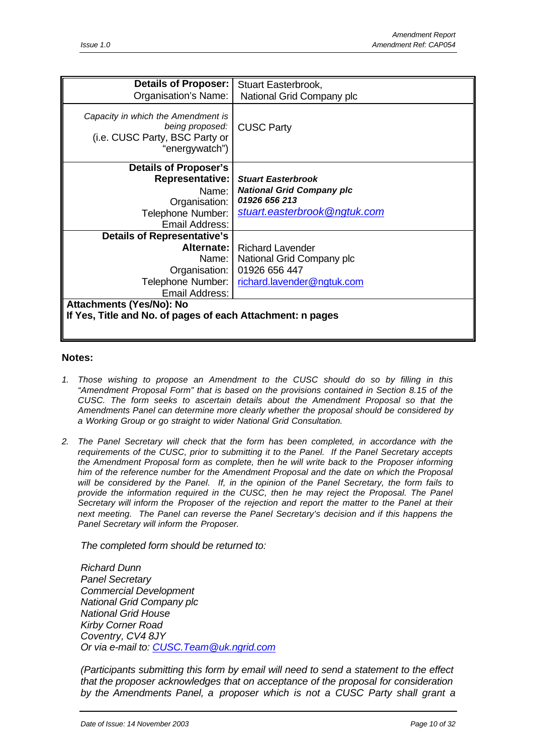| **Details of Proposer:** Organisation's Name: | Stuart Easterbrook, National Grid Company plc |
|---|---|
| *Capacity in which the Amendment is being proposed:* (i.e. CUSC Party, BSC Party or "energywatch") | CUSC Party |
| **Details of Proposer's Representative:** Name: Organisation: Telephone Number: Email Address: | ***Stuart Easterbrook*** ***National Grid Company plc*** ***01926 656 213*** *stuart.easterbrook@ngtuk.com* |
| **Details of Representative's Alternate:** Name: Organisation: Telephone Number: Email Address: | Richard Lavender National Grid Company plc 01926 656 447 richard.lavender@ngtuk.com |
| **Attachments (Yes/No): No** **If Yes, Title and No. of pages of each Attachment: n pages** | |

**Notes:**

1. *Those wishing to propose an Amendment to the CUSC should do so by filling in this "Amendment Proposal Form" that is based on the provisions contained in Section 8.15 of the CUSC. The form seeks to ascertain details about the Amendment Proposal so that the Amendments Panel can determine more clearly whether the proposal should be considered by a Working Group or go straight to wider National Grid Consultation.*

2. *The Panel Secretary will check that the form has been completed, in accordance with the requirements of the CUSC, prior to submitting it to the Panel. If the Panel Secretary accepts the Amendment Proposal form as complete, then he will write back to the Proposer informing him of the reference number for the Amendment Proposal and the date on which the Proposal will be considered by the Panel. If, in the opinion of the Panel Secretary, the form fails to provide the information required in the CUSC, then he may reject the Proposal. The Panel Secretary will inform the Proposer of the rejection and report the matter to the Panel at their next meeting. The Panel can reverse the Panel Secretary's decision and if this happens the Panel Secretary will inform the Proposer.*

*The completed form should be returned to:*

*Richard Dunn*
*Panel Secretary*
*Commercial Development*
*National Grid Company plc*
*National Grid House*
*Kirby Corner Road*
*Coventry, CV4 8JY*
*Or via e-mail to: CUSC.Team@uk.ngrid.com*

*(Participants submitting this form by email will need to send a statement to the effect that the proposer acknowledges that on acceptance of the proposal for consideration by the Amendments Panel, a proposer which is not a CUSC Party shall grant a*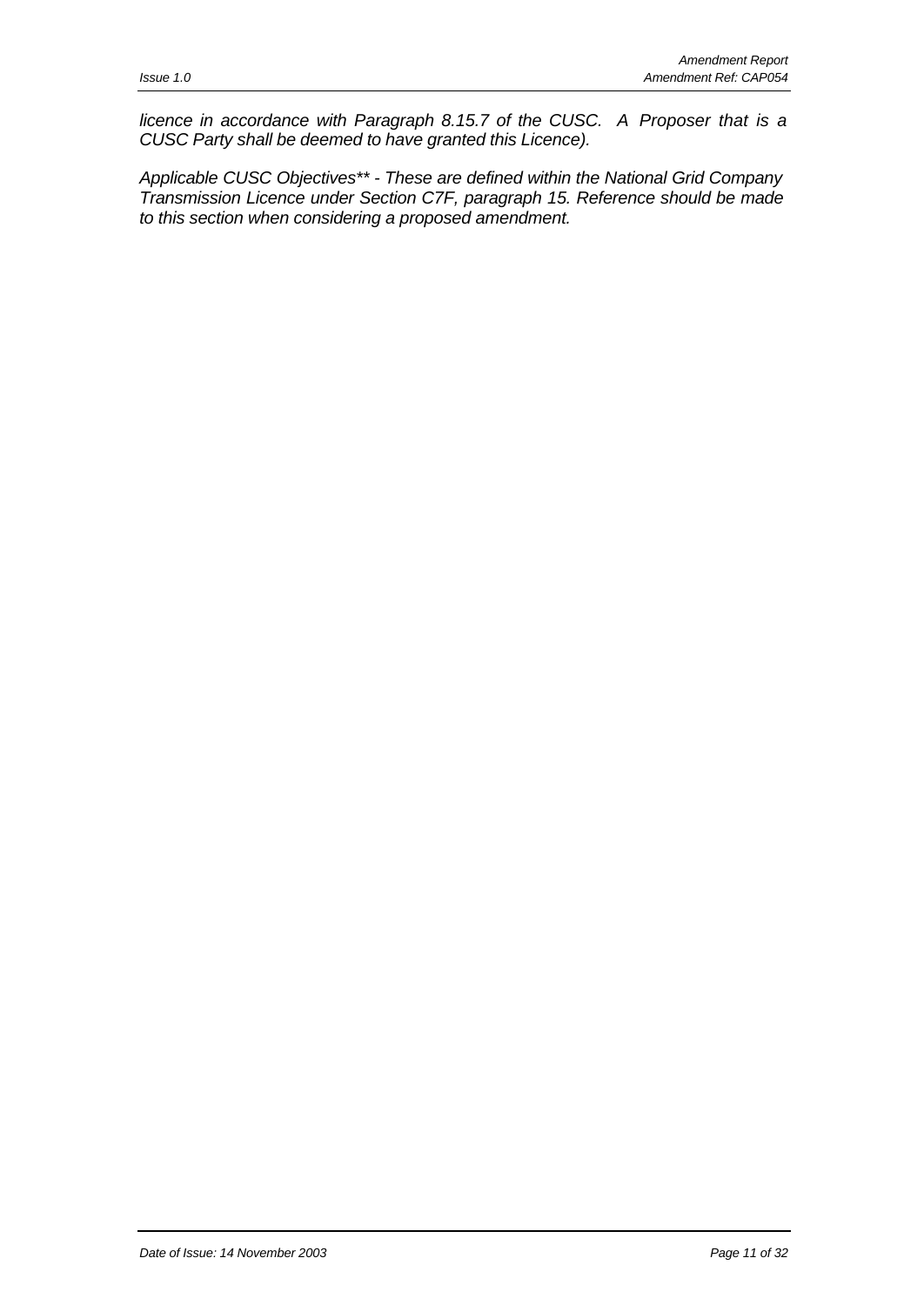*licence in accordance with Paragraph 8.15.7 of the CUSC.  A Proposer that is a CUSC Party shall be deemed to have granted this Licence).*

*Applicable CUSC Objectives** - These are defined within the National Grid Company Transmission Licence under Section C7F, paragraph 15. Reference should be made to this section when considering a proposed amendment.*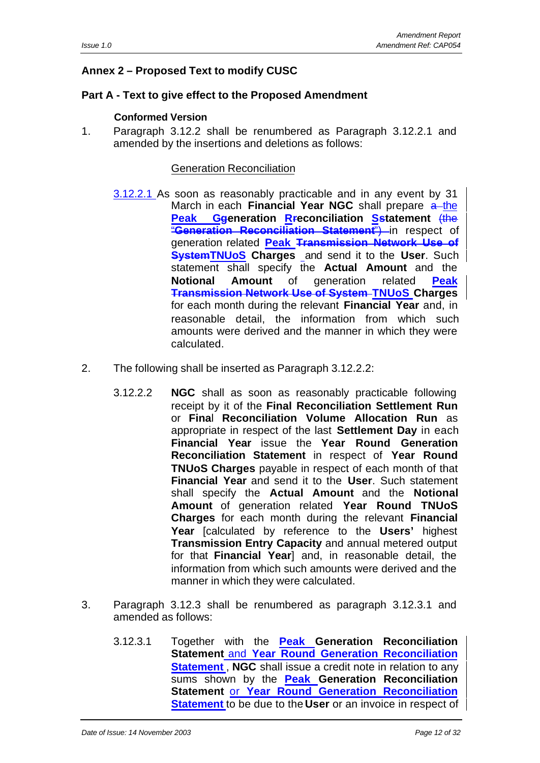## Annex 2 – Proposed Text to modify CUSC

### Part A - Text to give effect to the Proposed Amendment

**Conformed Version**

1. Paragraph 3.12.2 shall be renumbered as Paragraph 3.12.2.1 and amended by the insertions and deletions as follows:

Generation Reconciliation

3.12.2.1 As soon as reasonably practicable and in any event by 31 March in each **Financial Year NGC** shall prepare ~~a~~ the **Peak Ggeneration Rreconciliation Sstatement** ~~(the "**Generation Reconciliation Statement**")~~ in respect of generation related **Peak ~~Transmission Network Use of System~~TNUoS Charges** and send it to the **User**. Such statement shall specify the **Actual Amount** and the **Notional Amount** of generation related **Peak ~~Transmission Network Use of System~~ TNUoS Charges** for each month during the relevant **Financial Year** and, in reasonable detail, the information from which such amounts were derived and the manner in which they were calculated.

2. The following shall be inserted as Paragraph 3.12.2.2:

3.12.2.2 **NGC** shall as soon as reasonably practicable following receipt by it of the **Final Reconciliation Settlement Run** or **Final Reconciliation Volume Allocation Run** as appropriate in respect of the last **Settlement Day** in each **Financial Year** issue the **Year Round Generation Reconciliation Statement** in respect of **Year Round TNUoS Charges** payable in respect of each month of that **Financial Year** and send it to the **User**. Such statement shall specify the **Actual Amount** and the **Notional Amount** of generation related **Year Round TNUoS Charges** for each month during the relevant **Financial Year** [calculated by reference to the **Users'** highest **Transmission Entry Capacity** and annual metered output for that **Financial Year**] and, in reasonable detail, the information from which such amounts were derived and the manner in which they were calculated.

3. Paragraph 3.12.3 shall be renumbered as paragraph 3.12.3.1 and amended as follows:

3.12.3.1 Together with the **Peak Generation Reconciliation Statement** and **Year Round Generation Reconciliation Statement**, **NGC** shall issue a credit note in relation to any sums shown by the **Peak Generation Reconciliation Statement** or **Year Round Generation Reconciliation Statement** to be due to the **User** or an invoice in respect of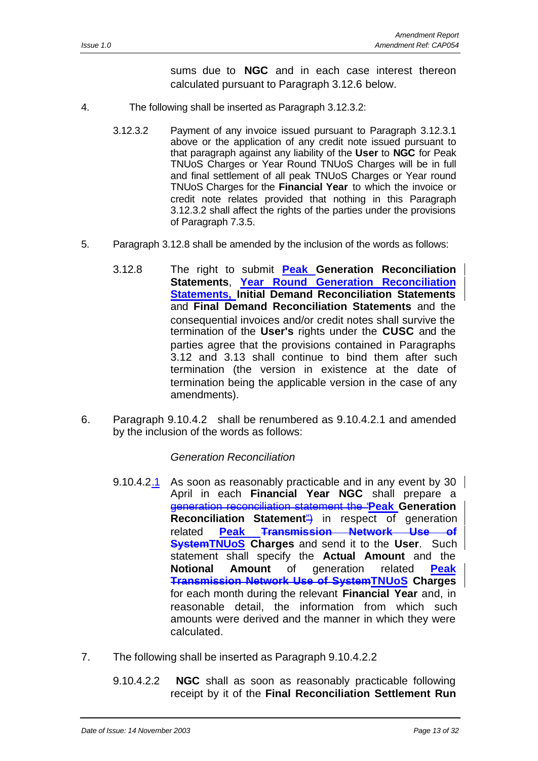sums due to **NGC** and in each case interest thereon calculated pursuant to Paragraph 3.12.6 below.

4. The following shall be inserted as Paragraph 3.12.3.2:

   3.12.3.2 Payment of any invoice issued pursuant to Paragraph 3.12.3.1 above or the application of any credit note issued pursuant to that paragraph against any liability of the **User** to **NGC** for Peak TNUoS Charges or Year Round TNUoS Charges will be in full and final settlement of all peak TNUoS Charges or Year round TNUoS Charges for the **Financial Year** to which the invoice or credit note relates provided that nothing in this Paragraph 3.12.3.2 shall affect the rights of the parties under the provisions of Paragraph 7.3.5.

5. Paragraph 3.12.8 shall be amended by the inclusion of the words as follows:

   3.12.8 The right to submit **Peak Generation Reconciliation Statements**, **Year Round Generation Reconciliation Statements, Initial Demand Reconciliation Statements** and **Final Demand Reconciliation Statements** and the consequential invoices and/or credit notes shall survive the termination of the **User's** rights under the **CUSC** and the parties agree that the provisions contained in Paragraphs 3.12 and 3.13 shall continue to bind them after such termination (the version in existence at the date of termination being the applicable version in the case of any amendments).

6. Paragraph 9.10.4.2 shall be renumbered as 9.10.4.2.1 and amended by the inclusion of the words as follows:

   *Generation Reconciliation*

   9.10.4.2.1 As soon as reasonably practicable and in any event by 30 April in each **Financial Year** **NGC** shall prepare a ~~generation reconciliation statement the "~~**Peak Generation Reconciliation Statement**~~")~~ in respect of generation related **Peak ~~Transmission Network Use of System~~TNUoS Charges** and send it to the **User**. Such statement shall specify the **Actual Amount** and the **Notional Amount** of generation related **Peak ~~Transmission Network Use of System~~TNUoS Charges** for each month during the relevant **Financial Year** and, in reasonable detail, the information from which such amounts were derived and the manner in which they were calculated.

7. The following shall be inserted as Paragraph 9.10.4.2.2

   9.10.4.2.2 **NGC** shall as soon as reasonably practicable following receipt by it of the **Final Reconciliation Settlement Run**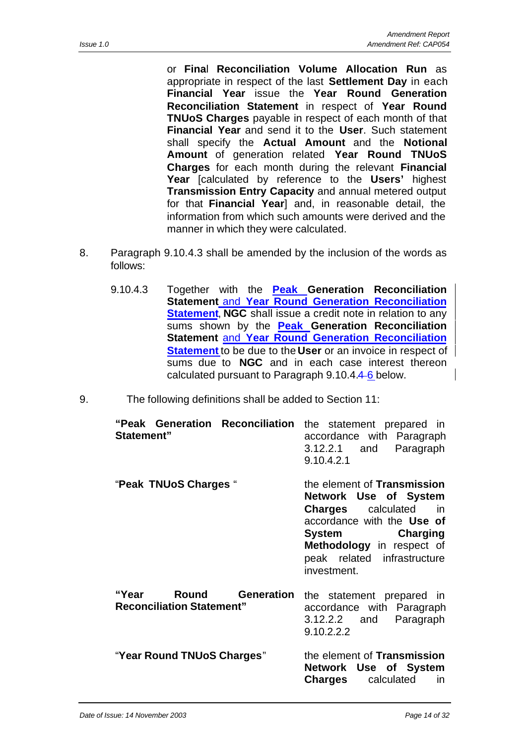or **Final Reconciliation Volume Allocation Run** as appropriate in respect of the last **Settlement Day** in each **Financial Year** issue the **Year Round Generation Reconciliation Statement** in respect of **Year Round TNUoS Charges** payable in respect of each month of that **Financial Year** and send it to the **User**. Such statement shall specify the **Actual Amount** and the **Notional Amount** of generation related **Year Round TNUoS Charges** for each month during the relevant **Financial Year** [calculated by reference to the **Users'** highest **Transmission Entry Capacity** and annual metered output for that **Financial Year**] and, in reasonable detail, the information from which such amounts were derived and the manner in which they were calculated.

8. Paragraph 9.10.4.3 shall be amended by the inclusion of the words as follows:

   9.10.4.3 Together with the **Peak Generation Reconciliation Statement** and **Year Round Generation Reconciliation Statement**, **NGC** shall issue a credit note in relation to any sums shown by the **Peak Generation Reconciliation Statement** and **Year Round Generation Reconciliation Statement** to be due to the **User** or an invoice in respect of sums due to **NGC** and in each case interest thereon calculated pursuant to Paragraph 9.10.4.~~4~~ 6 below.

9. The following definitions shall be added to Section 11:

| | |
|---|---|
| **"Peak Generation Reconciliation Statement"** | the statement prepared in accordance with Paragraph 3.12.2.1 and Paragraph 9.10.4.2.1 |
| "**Peak TNUoS Charges** " | the element of **Transmission Network Use of System Charges** calculated in accordance with the **Use of System Charging Methodology** in respect of peak related infrastructure investment. |
| **"Year Round Generation Reconciliation Statement"** | the statement prepared in accordance with Paragraph 3.12.2.2 and Paragraph 9.10.2.2.2 |
| "**Year Round TNUoS Charges**" | the element of **Transmission Network Use of System Charges** calculated in |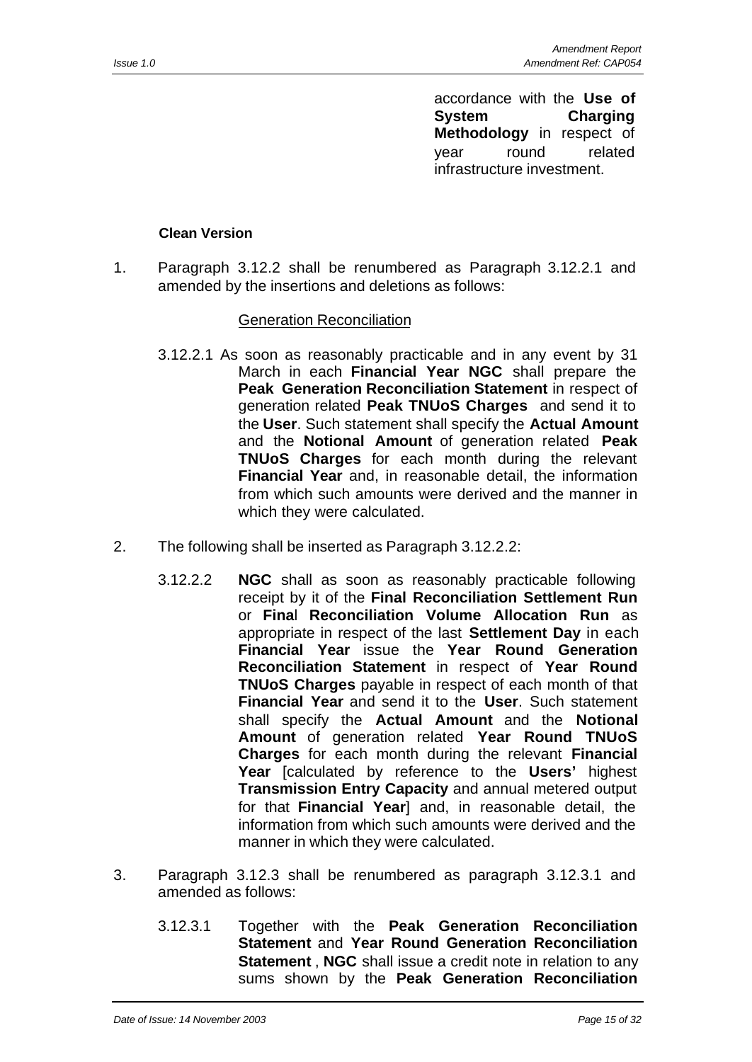accordance with the **Use of System Charging Methodology** in respect of year round related infrastructure investment.

**Clean Version**

1. Paragraph 3.12.2 shall be renumbered as Paragraph 3.12.2.1 and amended by the insertions and deletions as follows:

   Generation Reconciliation

   3.12.2.1 As soon as reasonably practicable and in any event by 31 March in each **Financial Year NGC** shall prepare the **Peak Generation Reconciliation Statement** in respect of generation related **Peak TNUoS Charges** and send it to the **User**. Such statement shall specify the **Actual Amount** and the **Notional Amount** of generation related **Peak TNUoS Charges** for each month during the relevant **Financial Year** and, in reasonable detail, the information from which such amounts were derived and the manner in which they were calculated.

2. The following shall be inserted as Paragraph 3.12.2.2:

   3.12.2.2 **NGC** shall as soon as reasonably practicable following receipt by it of the **Final Reconciliation Settlement Run** or **Final Reconciliation Volume Allocation Run** as appropriate in respect of the last **Settlement Day** in each **Financial Year** issue the **Year Round Generation Reconciliation Statement** in respect of **Year Round TNUoS Charges** payable in respect of each month of that **Financial Year** and send it to the **User**. Such statement shall specify the **Actual Amount** and the **Notional Amount** of generation related **Year Round TNUoS Charges** for each month during the relevant **Financial Year** [calculated by reference to the **Users'** highest **Transmission Entry Capacity** and annual metered output for that **Financial Year**] and, in reasonable detail, the information from which such amounts were derived and the manner in which they were calculated.

3. Paragraph 3.12.3 shall be renumbered as paragraph 3.12.3.1 and amended as follows:

   3.12.3.1 Together with the **Peak Generation Reconciliation Statement** and **Year Round Generation Reconciliation Statement** , **NGC** shall issue a credit note in relation to any sums shown by the **Peak Generation Reconciliation**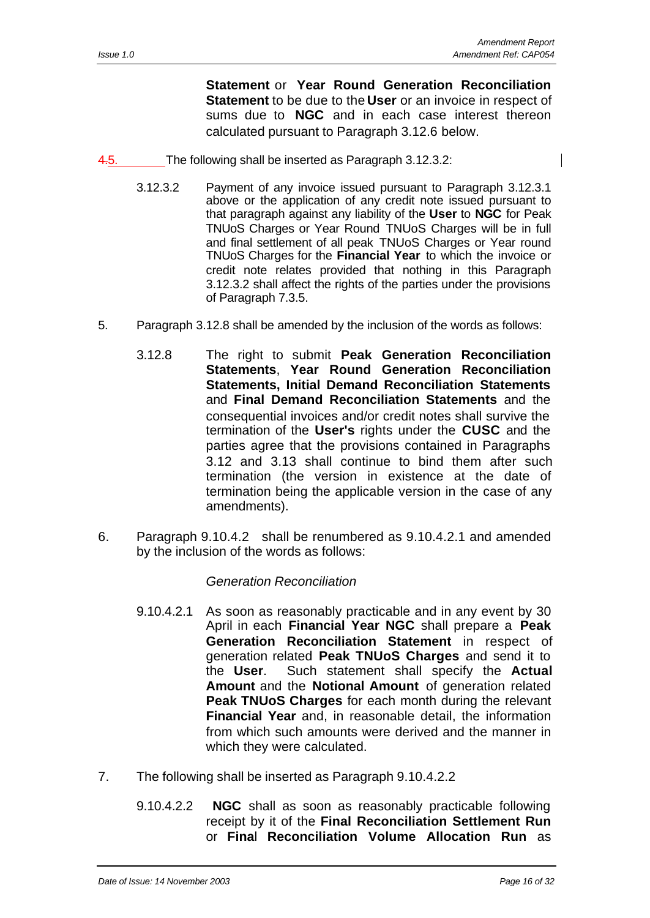**Statement** or **Year Round Generation Reconciliation Statement** to be due to the **User** or an invoice in respect of sums due to **NGC** and in each case interest thereon calculated pursuant to Paragraph 3.12.6 below.

4.5. The following shall be inserted as Paragraph 3.12.3.2:

3.12.3.2 Payment of any invoice issued pursuant to Paragraph 3.12.3.1 above or the application of any credit note issued pursuant to that paragraph against any liability of the **User** to **NGC** for Peak TNUoS Charges or Year Round TNUoS Charges will be in full and final settlement of all peak TNUoS Charges or Year round TNUoS Charges for the **Financial Year** to which the invoice or credit note relates provided that nothing in this Paragraph 3.12.3.2 shall affect the rights of the parties under the provisions of Paragraph 7.3.5.

5. Paragraph 3.12.8 shall be amended by the inclusion of the words as follows:

3.12.8 The right to submit **Peak Generation Reconciliation Statements**, **Year Round Generation Reconciliation Statements, Initial Demand Reconciliation Statements** and **Final Demand Reconciliation Statements** and the consequential invoices and/or credit notes shall survive the termination of the **User's** rights under the **CUSC** and the parties agree that the provisions contained in Paragraphs 3.12 and 3.13 shall continue to bind them after such termination (the version in existence at the date of termination being the applicable version in the case of any amendments).

6. Paragraph 9.10.4.2 shall be renumbered as 9.10.4.2.1 and amended by the inclusion of the words as follows:

*Generation Reconciliation*

9.10.4.2.1 As soon as reasonably practicable and in any event by 30 April in each **Financial Year NGC** shall prepare a **Peak Generation Reconciliation Statement** in respect of generation related **Peak TNUoS Charges** and send it to the **User**. Such statement shall specify the **Actual Amount** and the **Notional Amount** of generation related **Peak TNUoS Charges** for each month during the relevant **Financial Year** and, in reasonable detail, the information from which such amounts were derived and the manner in which they were calculated.

7. The following shall be inserted as Paragraph 9.10.4.2.2

9.10.4.2.2 **NGC** shall as soon as reasonably practicable following receipt by it of the **Final Reconciliation Settlement Run** or **Final Reconciliation Volume Allocation Run** as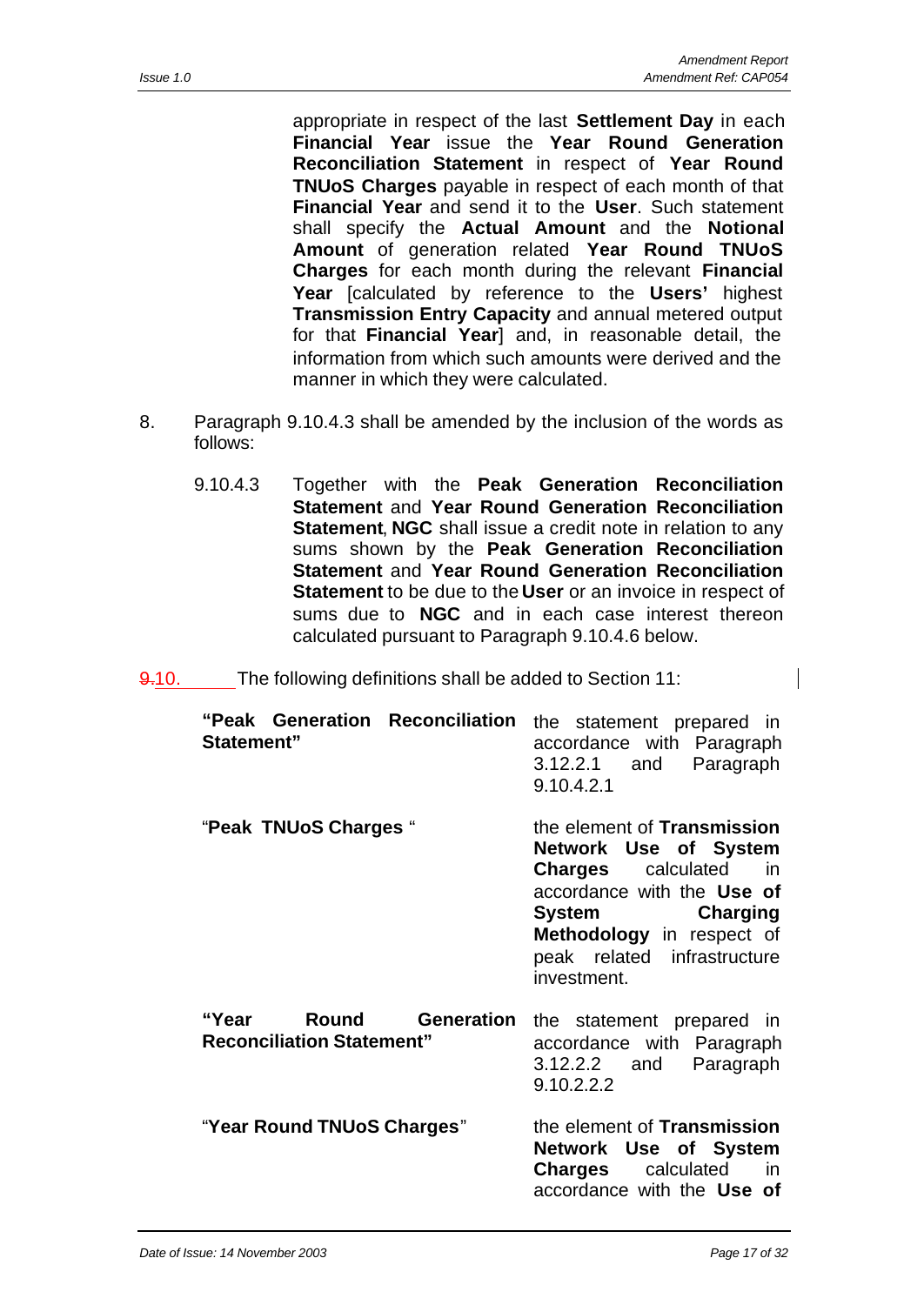appropriate in respect of the last **Settlement Day** in each **Financial Year** issue the **Year Round Generation Reconciliation Statement** in respect of **Year Round TNUoS Charges** payable in respect of each month of that **Financial Year** and send it to the **User**. Such statement shall specify the **Actual Amount** and the **Notional Amount** of generation related **Year Round TNUoS Charges** for each month during the relevant **Financial Year** [calculated by reference to the **Users'** highest **Transmission Entry Capacity** and annual metered output for that **Financial Year**] and, in reasonable detail, the information from which such amounts were derived and the manner in which they were calculated.

8. Paragraph 9.10.4.3 shall be amended by the inclusion of the words as follows:

 9.10.4.3 Together with the **Peak Generation Reconciliation Statement** and **Year Round Generation Reconciliation Statement**, **NGC** shall issue a credit note in relation to any sums shown by the **Peak Generation Reconciliation Statement** and **Year Round Generation Reconciliation Statement** to be due to the **User** or an invoice in respect of sums due to **NGC** and in each case interest thereon calculated pursuant to Paragraph 9.10.4.6 below.

~~9.~~10. The following definitions shall be added to Section 11:

| | |
|---|---|
| **"Peak Generation Reconciliation Statement"** | the statement prepared in accordance with Paragraph 3.12.2.1 and Paragraph 9.10.4.2.1 |
| "**Peak TNUoS Charges** " | the element of **Transmission Network Use of System Charges** calculated in accordance with the **Use of System Charging Methodology** in respect of peak related infrastructure investment. |
| **"Year Round Generation Reconciliation Statement"** | the statement prepared in accordance with Paragraph 3.12.2.2 and Paragraph 9.10.2.2.2 |
| "**Year Round TNUoS Charges**" | the element of **Transmission Network Use of System Charges** calculated in accordance with the **Use of** |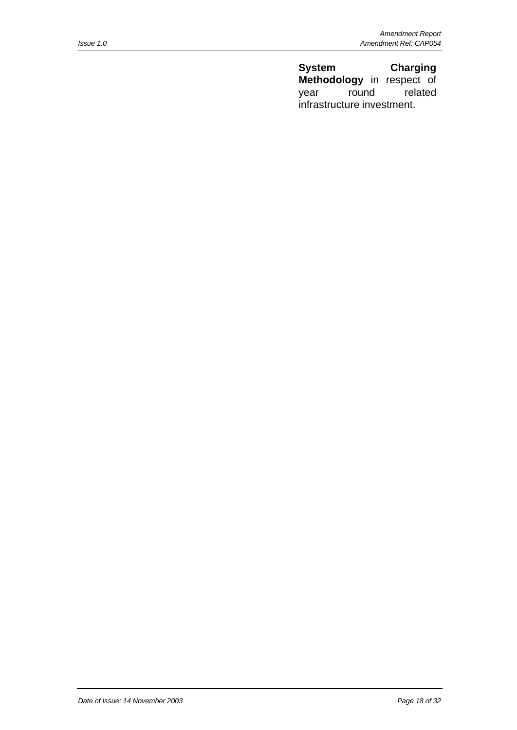**System Charging Methodology** in respect of year round related infrastructure investment.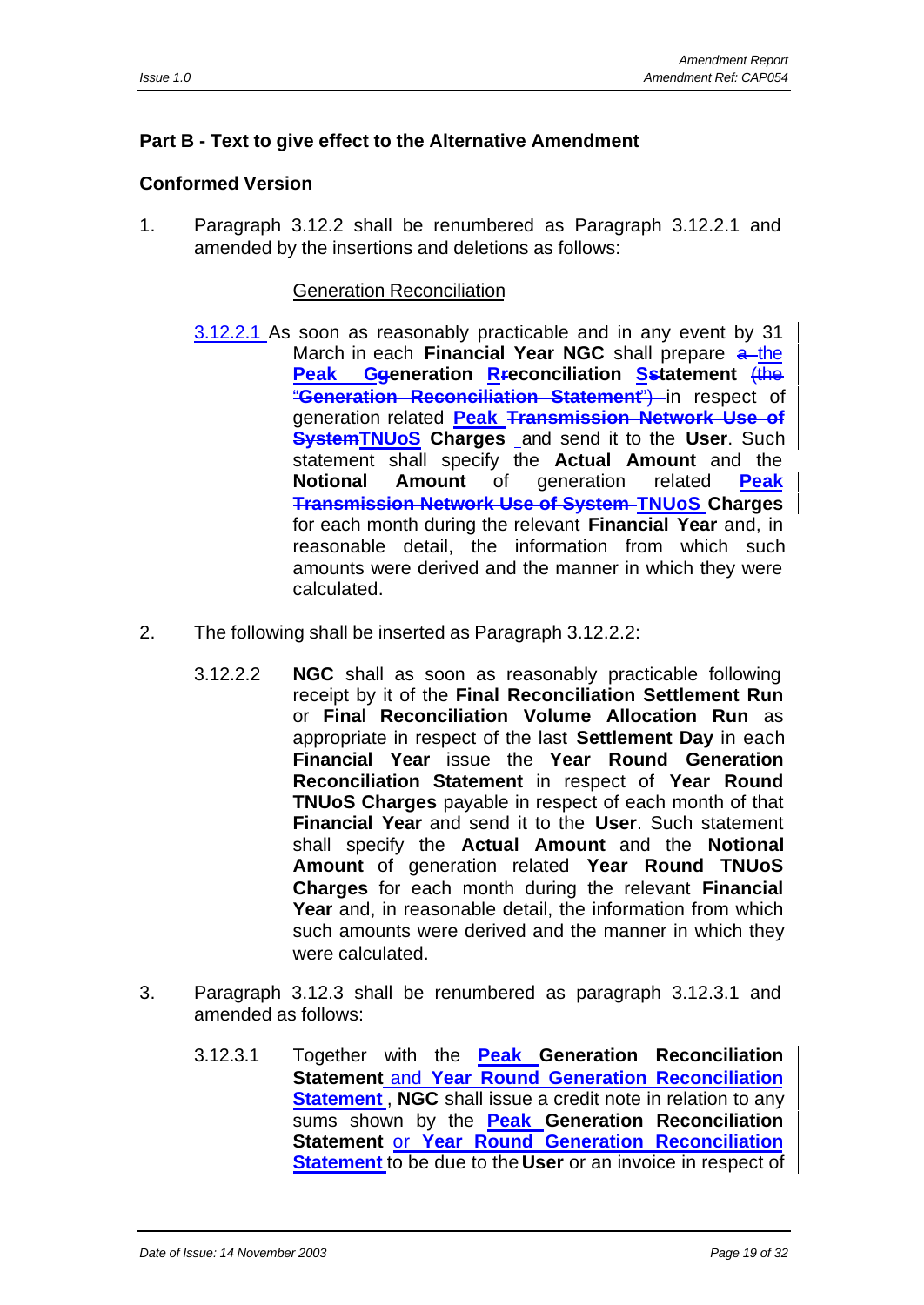## Part B - Text to give effect to the Alternative Amendment

## Conformed Version

1. Paragraph 3.12.2 shall be renumbered as Paragraph 3.12.2.1 and amended by the insertions and deletions as follows:

Generation Reconciliation

3.12.2.1 As soon as reasonably practicable and in any event by 31 March in each **Financial Year NGC** shall prepare ~~a~~ the **Peak Ggeneration Rreconciliation Sstatement** ~~(the "**Generation Reconciliation Statement**")~~ in respect of generation related **Peak** ~~**Transmission Network Use of System**~~**TNUoS Charges** and send it to the **User**. Such statement shall specify the **Actual Amount** and the **Notional Amount** of generation related **Peak** ~~**Transmission Network Use of System**~~ **TNUoS Charges** for each month during the relevant **Financial Year** and, in reasonable detail, the information from which such amounts were derived and the manner in which they were calculated.

2. The following shall be inserted as Paragraph 3.12.2.2:

3.12.2.2 **NGC** shall as soon as reasonably practicable following receipt by it of the **Final Reconciliation Settlement Run** or **Final Reconciliation Volume Allocation Run** as appropriate in respect of the last **Settlement Day** in each **Financial Year** issue the **Year Round Generation Reconciliation Statement** in respect of **Year Round TNUoS Charges** payable in respect of each month of that **Financial Year** and send it to the **User**. Such statement shall specify the **Actual Amount** and the **Notional Amount** of generation related **Year Round TNUoS Charges** for each month during the relevant **Financial Year** and, in reasonable detail, the information from which such amounts were derived and the manner in which they were calculated.

3. Paragraph 3.12.3 shall be renumbered as paragraph 3.12.3.1 and amended as follows:

3.12.3.1 Together with the **Peak Generation Reconciliation Statement** and **Year Round Generation Reconciliation Statement**, **NGC** shall issue a credit note in relation to any sums shown by the **Peak Generation Reconciliation Statement** or **Year Round Generation Reconciliation Statement** to be due to the **User** or an invoice in respect of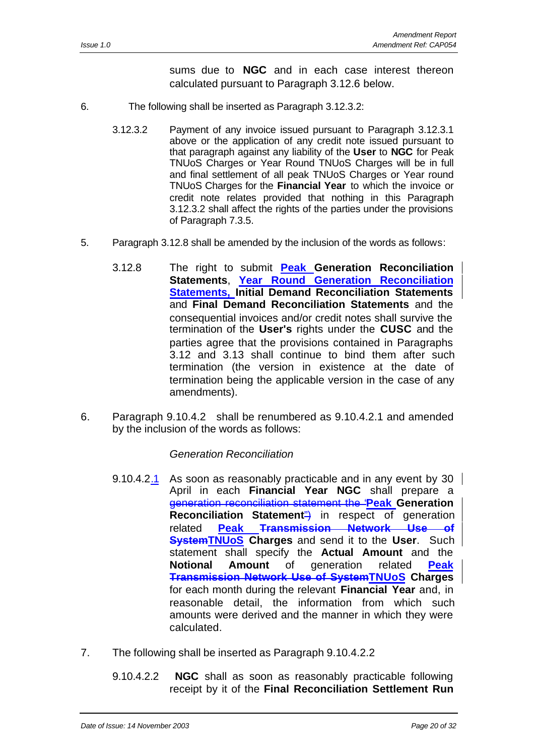sums due to **NGC** and in each case interest thereon calculated pursuant to Paragraph 3.12.6 below.

6. The following shall be inserted as Paragraph 3.12.3.2:

    3.12.3.2 Payment of any invoice issued pursuant to Paragraph 3.12.3.1 above or the application of any credit note issued pursuant to that paragraph against any liability of the **User** to **NGC** for Peak TNUoS Charges or Year Round TNUoS Charges will be in full and final settlement of all peak TNUoS Charges or Year round TNUoS Charges for the **Financial Year** to which the invoice or credit note relates provided that nothing in this Paragraph 3.12.3.2 shall affect the rights of the parties under the provisions of Paragraph 7.3.5.

5. Paragraph 3.12.8 shall be amended by the inclusion of the words as follows:

    3.12.8 The right to submit **Peak Generation Reconciliation Statements**, **Year Round Generation Reconciliation Statements, Initial Demand Reconciliation Statements** and **Final Demand Reconciliation Statements** and the consequential invoices and/or credit notes shall survive the termination of the **User's** rights under the **CUSC** and the parties agree that the provisions contained in Paragraphs 3.12 and 3.13 shall continue to bind them after such termination (the version in existence at the date of termination being the applicable version in the case of any amendments).

6. Paragraph 9.10.4.2 shall be renumbered as 9.10.4.2.1 and amended by the inclusion of the words as follows:

    *Generation Reconciliation*

    9.10.4.2.1 As soon as reasonably practicable and in any event by 30 April in each **Financial Year** **NGC** shall prepare a ~~generation reconciliation statement the "~~**Peak Generation Reconciliation Statement**~~")~~ in respect of generation related **Peak** ~~**Transmission Network Use of System**~~**TNUoS Charges** and send it to the **User**. Such statement shall specify the **Actual Amount** and the **Notional Amount** of generation related **Peak** ~~**Transmission Network Use of System**~~**TNUoS Charges** for each month during the relevant **Financial Year** and, in reasonable detail, the information from which such amounts were derived and the manner in which they were calculated.

7. The following shall be inserted as Paragraph 9.10.4.2.2

    9.10.4.2.2 **NGC** shall as soon as reasonably practicable following receipt by it of the **Final Reconciliation Settlement Run**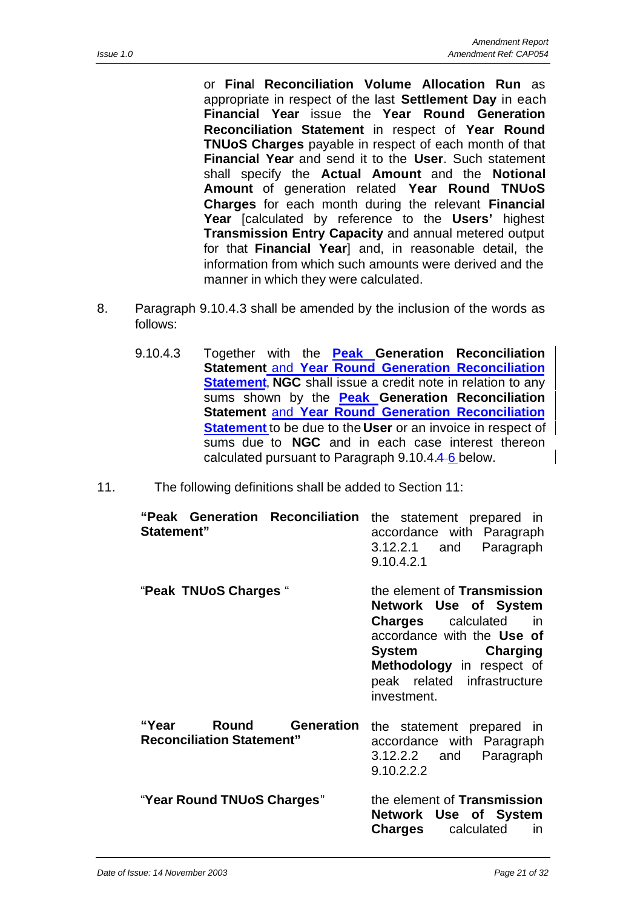or **Final Reconciliation Volume Allocation Run** as appropriate in respect of the last **Settlement Day** in each **Financial Year** issue the **Year Round Generation Reconciliation Statement** in respect of **Year Round TNUoS Charges** payable in respect of each month of that **Financial Year** and send it to the **User**. Such statement shall specify the **Actual Amount** and the **Notional Amount** of generation related **Year Round TNUoS Charges** for each month during the relevant **Financial Year** [calculated by reference to the **Users'** highest **Transmission Entry Capacity** and annual metered output for that **Financial Year**] and, in reasonable detail, the information from which such amounts were derived and the manner in which they were calculated.

8. Paragraph 9.10.4.3 shall be amended by the inclusion of the words as follows:

9.10.4.3 Together with the **Peak Generation Reconciliation Statement** and **Year Round Generation Reconciliation Statement**, **NGC** shall issue a credit note in relation to any sums shown by the **Peak Generation Reconciliation Statement** and **Year Round Generation Reconciliation Statement** to be due to the **User** or an invoice in respect of sums due to **NGC** and in each case interest thereon calculated pursuant to Paragraph 9.10.4.~~4~~ 6 below.

11. The following definitions shall be added to Section 11:

| | |
|---|---|
| **"Peak Generation Reconciliation Statement"** | the statement prepared in accordance with Paragraph 3.12.2.1 and Paragraph 9.10.4.2.1 |
| "**Peak TNUoS Charges** " | the element of **Transmission Network Use of System Charges** calculated in accordance with the **Use of System Charging Methodology** in respect of peak related infrastructure investment. |
| **"Year Round Generation Reconciliation Statement"** | the statement prepared in accordance with Paragraph 3.12.2.2 and Paragraph 9.10.2.2.2 |
| "**Year Round TNUoS Charges**" | the element of **Transmission Network Use of System Charges** calculated in |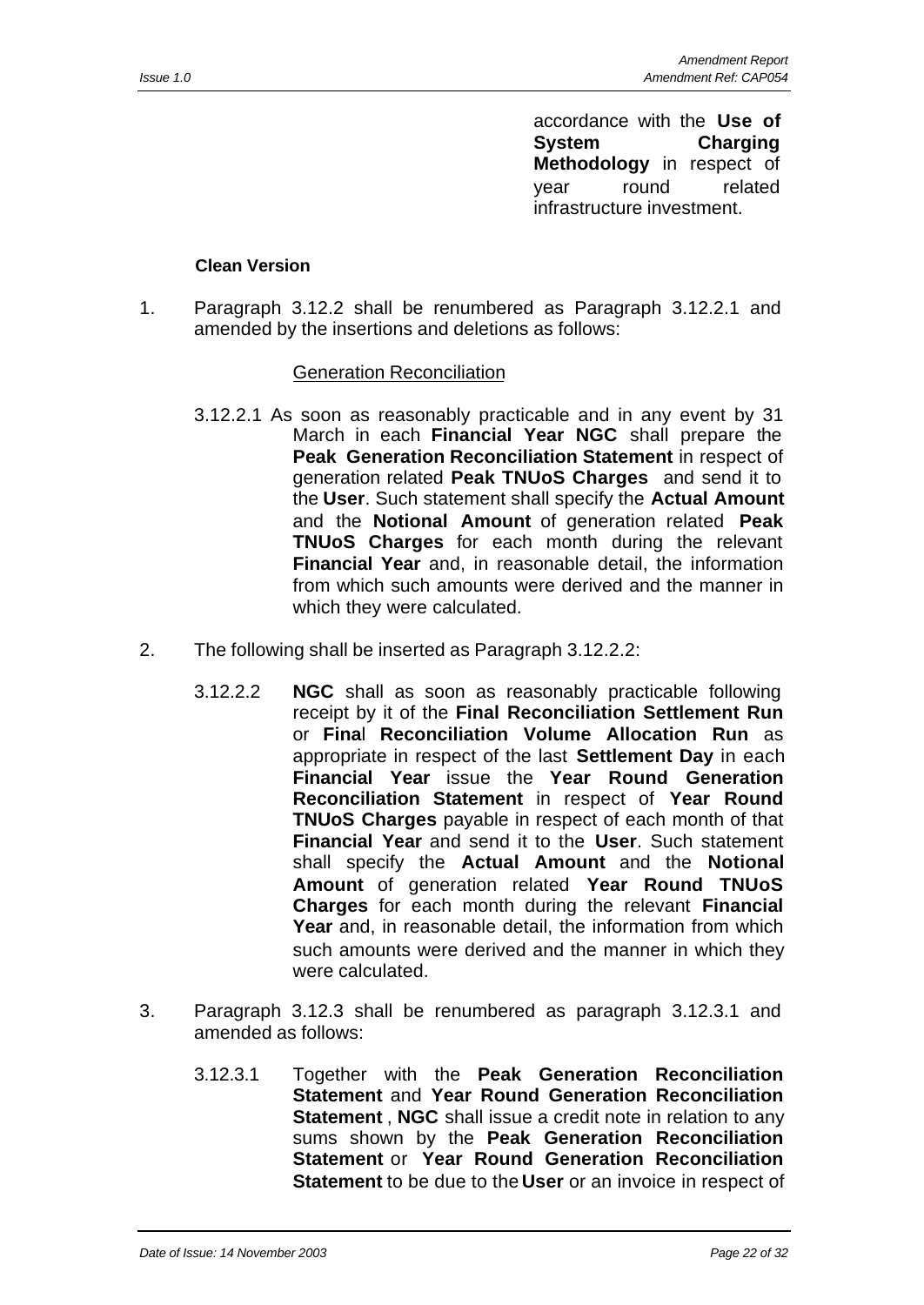accordance with the **Use of System Charging Methodology** in respect of year round related infrastructure investment.

**Clean Version**

1. Paragraph 3.12.2 shall be renumbered as Paragraph 3.12.2.1 and amended by the insertions and deletions as follows:

   Generation Reconciliation

   3.12.2.1 As soon as reasonably practicable and in any event by 31 March in each **Financial Year NGC** shall prepare the **Peak Generation Reconciliation Statement** in respect of generation related **Peak TNUoS Charges** and send it to the **User**. Such statement shall specify the **Actual Amount** and the **Notional Amount** of generation related **Peak TNUoS Charges** for each month during the relevant **Financial Year** and, in reasonable detail, the information from which such amounts were derived and the manner in which they were calculated.

2. The following shall be inserted as Paragraph 3.12.2.2:

   3.12.2.2 **NGC** shall as soon as reasonably practicable following receipt by it of the **Final Reconciliation Settlement Run** or **Final Reconciliation Volume Allocation Run** as appropriate in respect of the last **Settlement Day** in each **Financial Year** issue the **Year Round Generation Reconciliation Statement** in respect of **Year Round TNUoS Charges** payable in respect of each month of that **Financial Year** and send it to the **User**. Such statement shall specify the **Actual Amount** and the **Notional Amount** of generation related **Year Round TNUoS Charges** for each month during the relevant **Financial Year** and, in reasonable detail, the information from which such amounts were derived and the manner in which they were calculated.

3. Paragraph 3.12.3 shall be renumbered as paragraph 3.12.3.1 and amended as follows:

   3.12.3.1 Together with the **Peak Generation Reconciliation Statement** and **Year Round Generation Reconciliation Statement** , **NGC** shall issue a credit note in relation to any sums shown by the **Peak Generation Reconciliation Statement** or **Year Round Generation Reconciliation Statement** to be due to the **User** or an invoice in respect of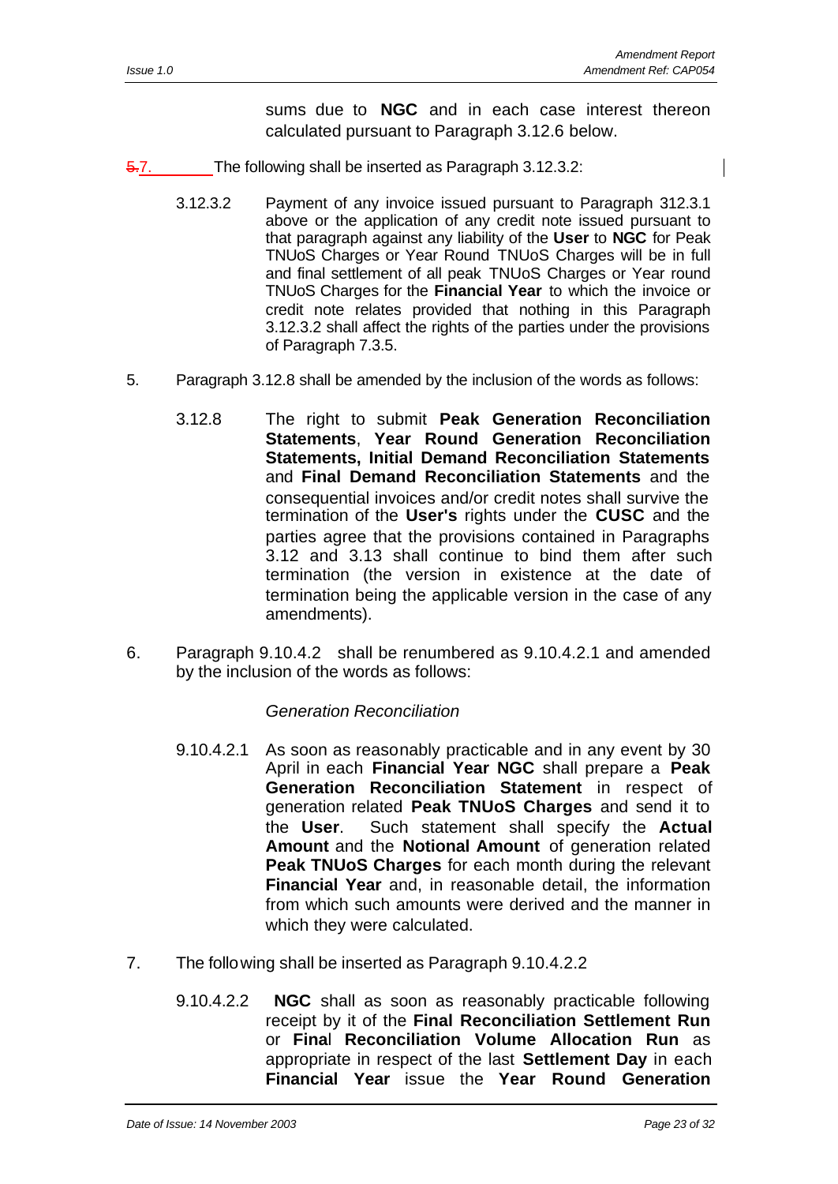sums due to **NGC** and in each case interest thereon calculated pursuant to Paragraph 3.12.6 below.

~~5~~.7. The following shall be inserted as Paragraph 3.12.3.2:

3.12.3.2 Payment of any invoice issued pursuant to Paragraph 312.3.1 above or the application of any credit note issued pursuant to that paragraph against any liability of the **User** to **NGC** for Peak TNUoS Charges or Year Round TNUoS Charges will be in full and final settlement of all peak TNUoS Charges or Year round TNUoS Charges for the **Financial Year** to which the invoice or credit note relates provided that nothing in this Paragraph 3.12.3.2 shall affect the rights of the parties under the provisions of Paragraph 7.3.5.

5. Paragraph 3.12.8 shall be amended by the inclusion of the words as follows:

3.12.8 The right to submit **Peak Generation Reconciliation Statements**, **Year Round Generation Reconciliation Statements, Initial Demand Reconciliation Statements** and **Final Demand Reconciliation Statements** and the consequential invoices and/or credit notes shall survive the termination of the **User's** rights under the **CUSC** and the parties agree that the provisions contained in Paragraphs 3.12 and 3.13 shall continue to bind them after such termination (the version in existence at the date of termination being the applicable version in the case of any amendments).

6. Paragraph 9.10.4.2 shall be renumbered as 9.10.4.2.1 and amended by the inclusion of the words as follows:

*Generation Reconciliation*

9.10.4.2.1 As soon as reasonably practicable and in any event by 30 April in each **Financial Year NGC** shall prepare a **Peak Generation Reconciliation Statement** in respect of generation related **Peak TNUoS Charges** and send it to the **User**. Such statement shall specify the **Actual Amount** and the **Notional Amount** of generation related **Peak TNUoS Charges** for each month during the relevant **Financial Year** and, in reasonable detail, the information from which such amounts were derived and the manner in which they were calculated.

7. The following shall be inserted as Paragraph 9.10.4.2.2

9.10.4.2.2 **NGC** shall as soon as reasonably practicable following receipt by it of the **Final Reconciliation Settlement Run** or **Final Reconciliation Volume Allocation Run** as appropriate in respect of the last **Settlement Day** in each **Financial Year** issue the **Year Round Generation**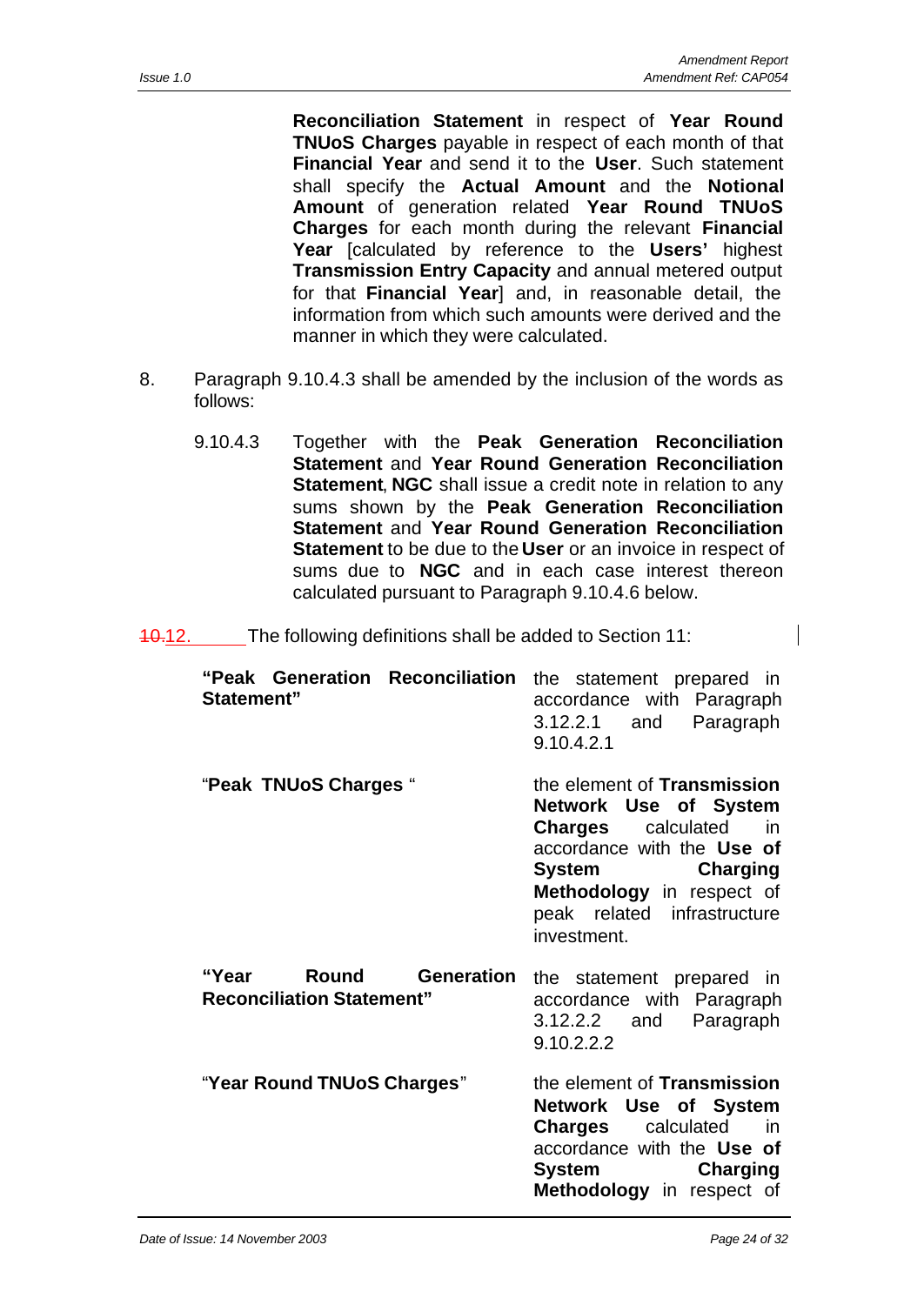**Reconciliation Statement** in respect of **Year Round TNUoS Charges** payable in respect of each month of that **Financial Year** and send it to the **User**. Such statement shall specify the **Actual Amount** and the **Notional Amount** of generation related **Year Round TNUoS Charges** for each month during the relevant **Financial Year** [calculated by reference to the **Users'** highest **Transmission Entry Capacity** and annual metered output for that **Financial Year**] and, in reasonable detail, the information from which such amounts were derived and the manner in which they were calculated.

8. Paragraph 9.10.4.3 shall be amended by the inclusion of the words as follows:

   9.10.4.3 Together with the **Peak Generation Reconciliation Statement** and **Year Round Generation Reconciliation Statement**, **NGC** shall issue a credit note in relation to any sums shown by the **Peak Generation Reconciliation Statement** and **Year Round Generation Reconciliation Statement** to be due to the **User** or an invoice in respect of sums due to **NGC** and in each case interest thereon calculated pursuant to Paragraph 9.10.4.6 below.

~~10.~~12. The following definitions shall be added to Section 11:

| | |
|---|---|
| **"Peak Generation Reconciliation Statement"** | the statement prepared in accordance with Paragraph 3.12.2.1 and Paragraph 9.10.4.2.1 |
| "**Peak TNUoS Charges** " | the element of **Transmission Network Use of System Charges** calculated in accordance with the **Use of System Charging Methodology** in respect of peak related infrastructure investment. |
| **"Year Round Generation Reconciliation Statement"** | the statement prepared in accordance with Paragraph 3.12.2.2 and Paragraph 9.10.2.2.2 |
| "**Year Round TNUoS Charges**" | the element of **Transmission Network Use of System Charges** calculated in accordance with the **Use of System Charging Methodology** in respect of |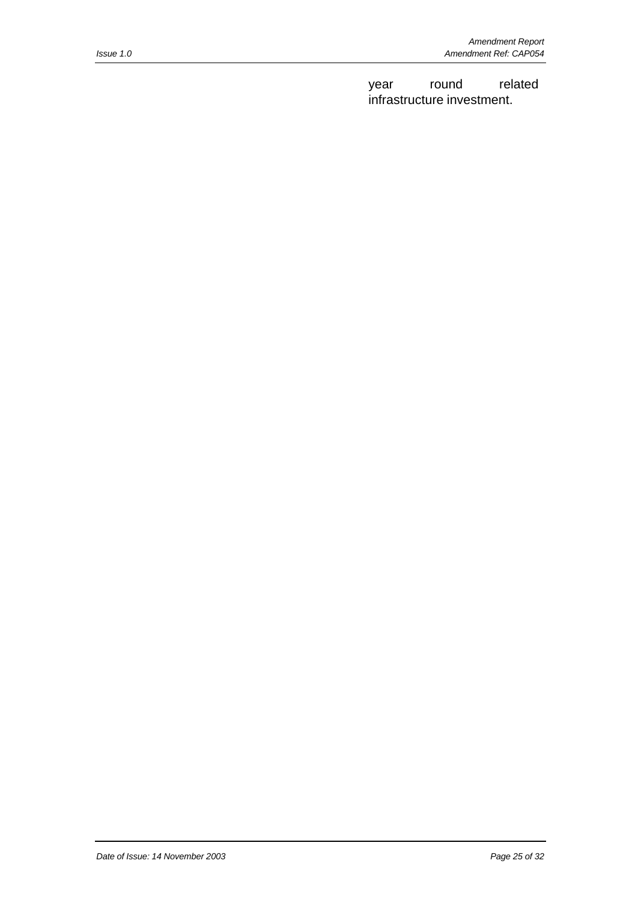year round related infrastructure investment.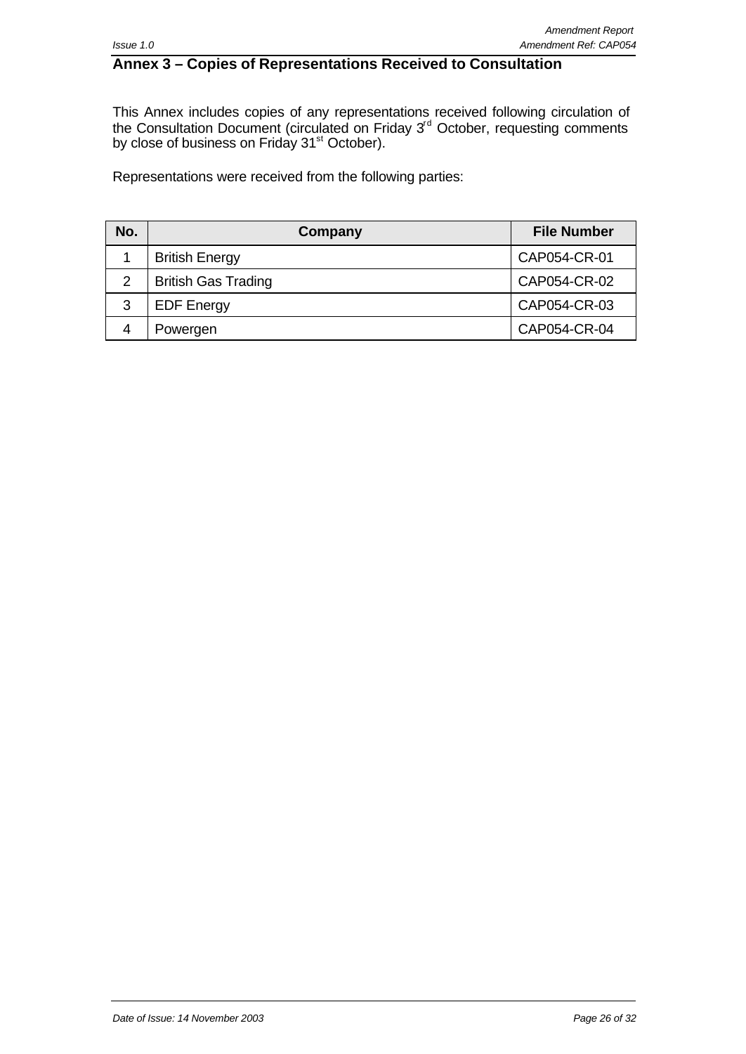## Annex 3 – Copies of Representations Received to Consultation

This Annex includes copies of any representations received following circulation of the Consultation Document (circulated on Friday 3rd October, requesting comments by close of business on Friday 31st October).

Representations were received from the following parties:

| No. | Company | File Number |
|---|---|---|
| 1 | British Energy | CAP054-CR-01 |
| 2 | British Gas Trading | CAP054-CR-02 |
| 3 | EDF Energy | CAP054-CR-03 |
| 4 | Powergen | CAP054-CR-04 |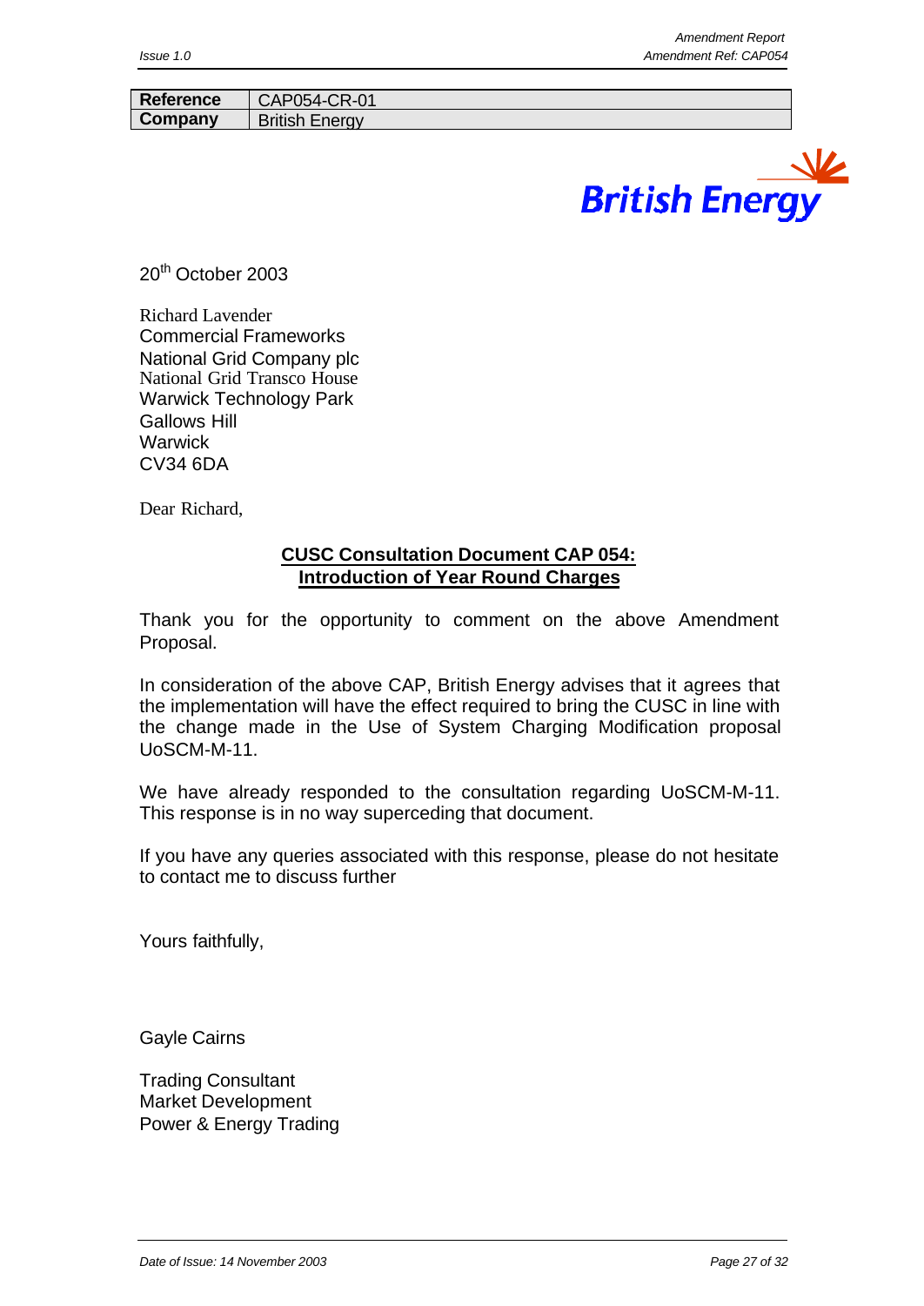| Reference | CAP054-CR-01 |
| --- | --- |
| Company | British Energy |

British Energy

20th October 2003

Richard Lavender
Commercial Frameworks
National Grid Company plc
National Grid Transco House
Warwick Technology Park
Gallows Hill
Warwick
CV34 6DA

Dear Richard,

**CUSC Consultation Document CAP 054: Introduction of Year Round Charges**

Thank you for the opportunity to comment on the above Amendment Proposal.

In consideration of the above CAP, British Energy advises that it agrees that the implementation will have the effect required to bring the CUSC in line with the change made in the Use of System Charging Modification proposal UoSCM-M-11.

We have already responded to the consultation regarding UoSCM-M-11. This response is in no way superceding that document.

If you have any queries associated with this response, please do not hesitate to contact me to discuss further

Yours faithfully,

Gayle Cairns

Trading Consultant
Market Development
Power & Energy Trading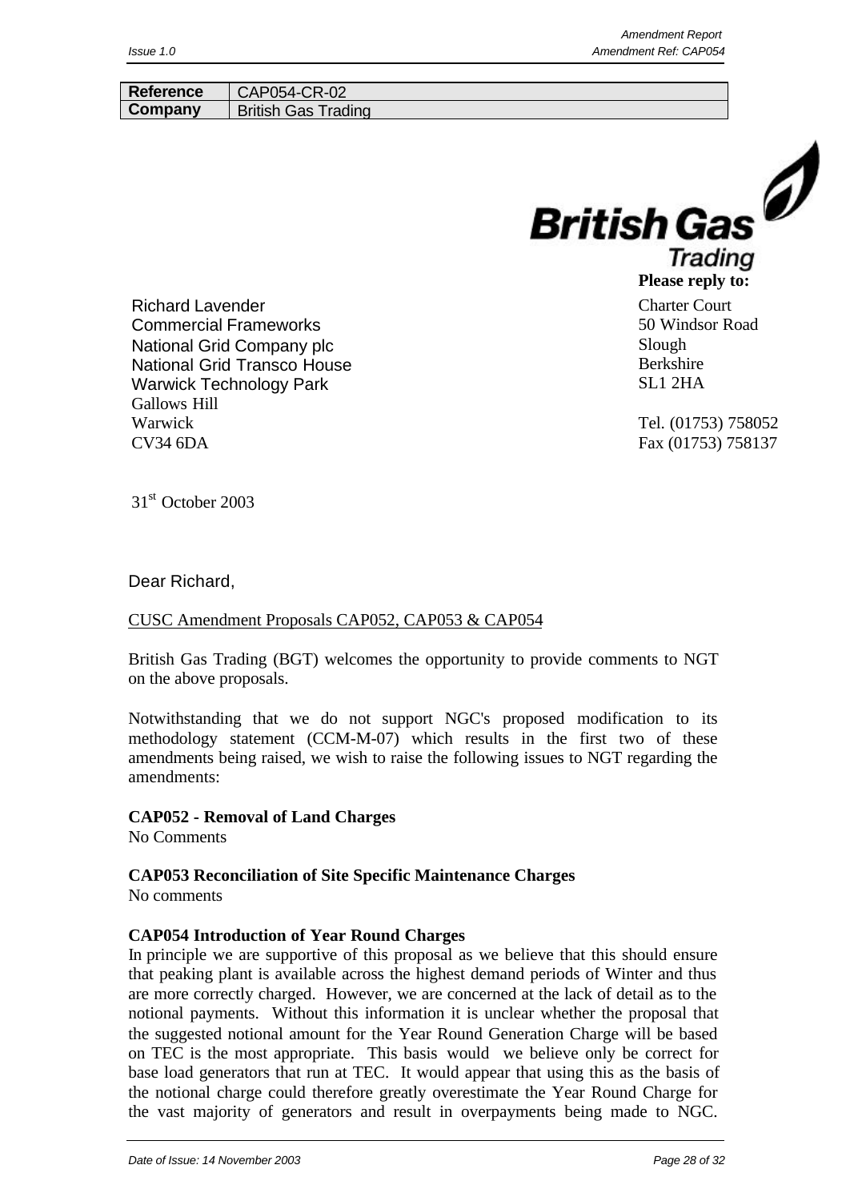| Reference | CAP054-CR-02 |
| --- | --- |
| Company | British Gas Trading |

**Please reply to:**

Charter Court
50 Windsor Road
Slough
Berkshire
SL1 2HA

Tel. (01753) 758052
Fax (01753) 758137

Richard Lavender
Commercial Frameworks
National Grid Company plc
National Grid Transco House
Warwick Technology Park
Gallows Hill
Warwick
CV34 6DA

31st October 2003

Dear Richard,

CUSC Amendment Proposals CAP052, CAP053 & CAP054

British Gas Trading (BGT) welcomes the opportunity to provide comments to NGT on the above proposals.

Notwithstanding that we do not support NGC's proposed modification to its methodology statement (CCM-M-07) which results in the first two of these amendments being raised, we wish to raise the following issues to NGT regarding the amendments:

**CAP052 - Removal of Land Charges**
No Comments

**CAP053 Reconciliation of Site Specific Maintenance Charges**
No comments

**CAP054 Introduction of Year Round Charges**
In principle we are supportive of this proposal as we believe that this should ensure that peaking plant is available across the highest demand periods of Winter and thus are more correctly charged. However, we are concerned at the lack of detail as to the notional payments. Without this information it is unclear whether the proposal that the suggested notional amount for the Year Round Generation Charge will be based on TEC is the most appropriate. This basis would we believe only be correct for base load generators that run at TEC. It would appear that using this as the basis of the notional charge could therefore greatly overestimate the Year Round Charge for the vast majority of generators and result in overpayments being made to NGC.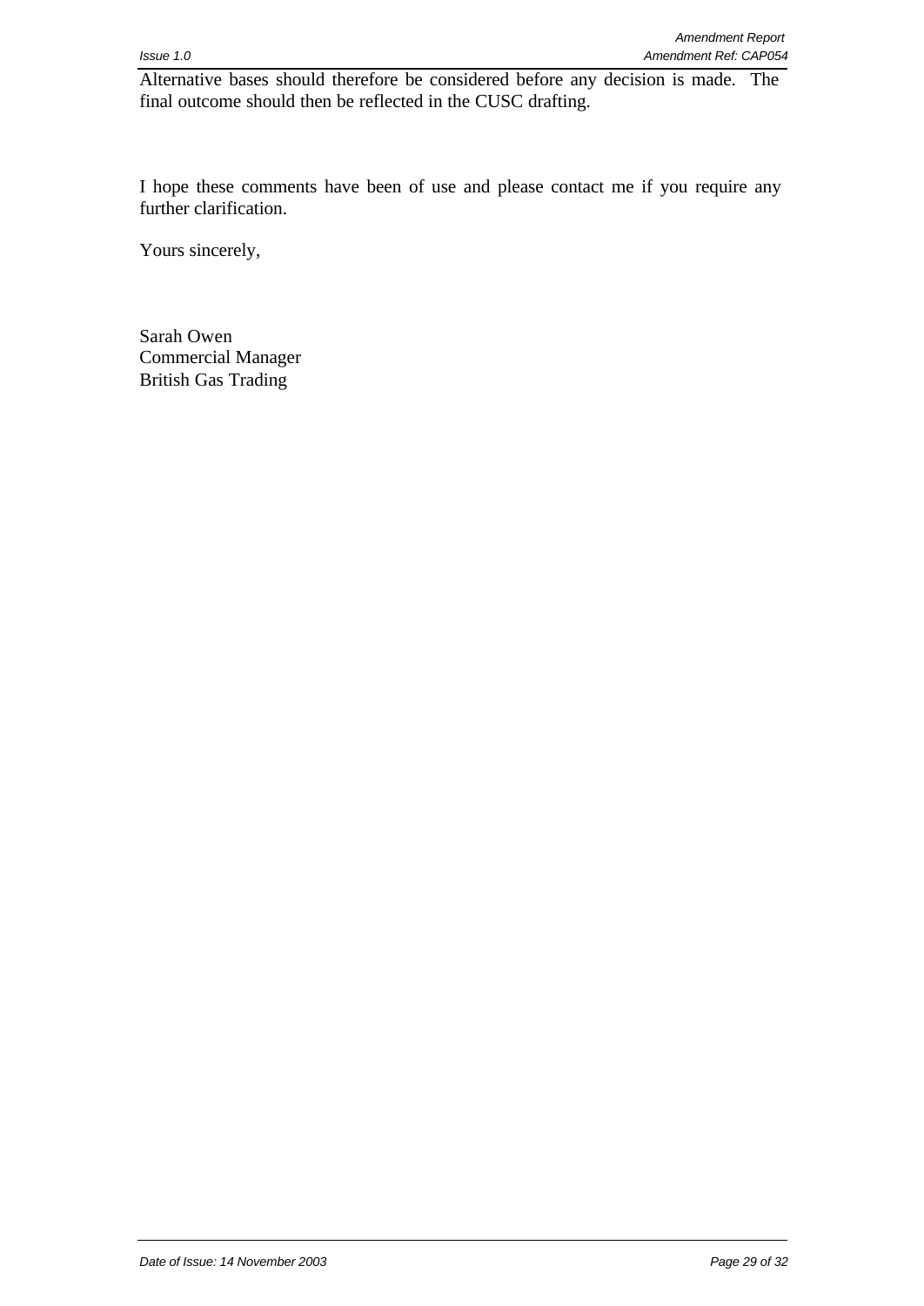Alternative bases should therefore be considered before any decision is made. The final outcome should then be reflected in the CUSC drafting.

I hope these comments have been of use and please contact me if you require any further clarification.

Yours sincerely,

Sarah Owen
Commercial Manager
British Gas Trading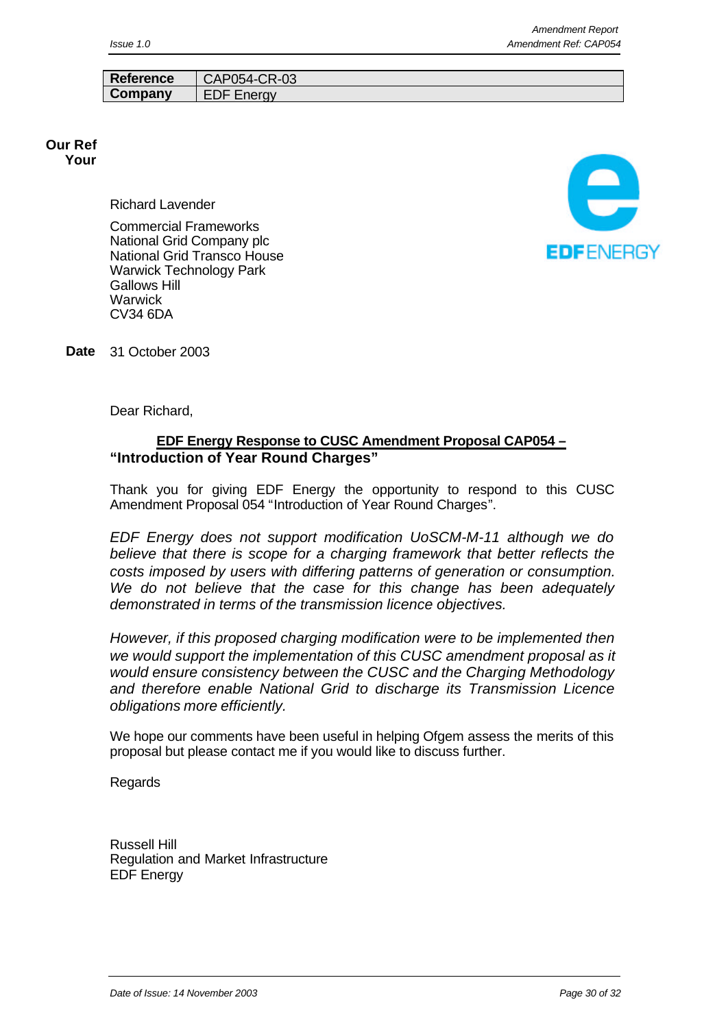| Reference | CAP054-CR-03 |
| --- | --- |
| Company | EDF Energy |

**Our Ref**
**Your**

Richard Lavender

Commercial Frameworks
National Grid Company plc
National Grid Transco House
Warwick Technology Park
Gallows Hill
Warwick
CV34 6DA

**Date** 31 October 2003

Dear Richard,

**EDF Energy Response to CUSC Amendment Proposal CAP054 – "Introduction of Year Round Charges"**

Thank you for giving EDF Energy the opportunity to respond to this CUSC Amendment Proposal 054 "Introduction of Year Round Charges".

*EDF Energy does not support modification UoSCM-M-11 although we do believe that there is scope for a charging framework that better reflects the costs imposed by users with differing patterns of generation or consumption. We do not believe that the case for this change has been adequately demonstrated in terms of the transmission licence objectives.*

*However, if this proposed charging modification were to be implemented then we would support the implementation of this CUSC amendment proposal as it would ensure consistency between the CUSC and the Charging Methodology and therefore enable National Grid to discharge its Transmission Licence obligations more efficiently.*

We hope our comments have been useful in helping Ofgem assess the merits of this proposal but please contact me if you would like to discuss further.

Regards

Russell Hill
Regulation and Market Infrastructure
EDF Energy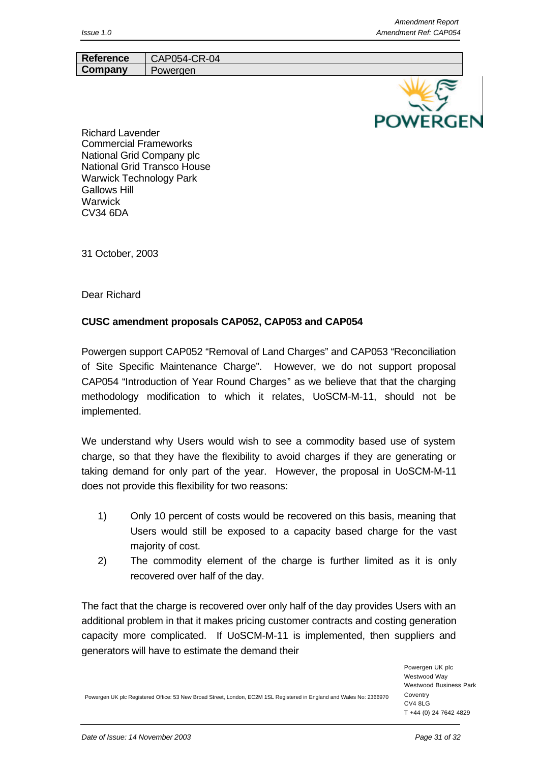| Reference | CAP054-CR-04 |
|---|---|
| Company | Powergen |

Richard Lavender
Commercial Frameworks
National Grid Company plc
National Grid Transco House
Warwick Technology Park
Gallows Hill
Warwick
CV34 6DA

31 October, 2003

Dear Richard

**CUSC amendment proposals CAP052, CAP053 and CAP054**

Powergen support CAP052 "Removal of Land Charges" and CAP053 "Reconciliation of Site Specific Maintenance Charge". However, we do not support proposal CAP054 "Introduction of Year Round Charges" as we believe that that the charging methodology modification to which it relates, UoSCM-M-11, should not be implemented.

We understand why Users would wish to see a commodity based use of system charge, so that they have the flexibility to avoid charges if they are generating or taking demand for only part of the year. However, the proposal in UoSCM-M-11 does not provide this flexibility for two reasons:

1) Only 10 percent of costs would be recovered on this basis, meaning that Users would still be exposed to a capacity based charge for the vast majority of cost.
2) The commodity element of the charge is further limited as it is only recovered over half of the day.

The fact that the charge is recovered over only half of the day provides Users with an additional problem in that it makes pricing customer contracts and costing generation capacity more complicated. If UoSCM-M-11 is implemented, then suppliers and generators will have to estimate the demand their

Powergen UK plc Registered Office: 53 New Broad Street, London, EC2M 1SL Registered in England and Wales No: 2366970

Powergen UK plc
Westwood Way
Westwood Business Park
Coventry
CV4 8LG
T +44 (0) 24 7642 4829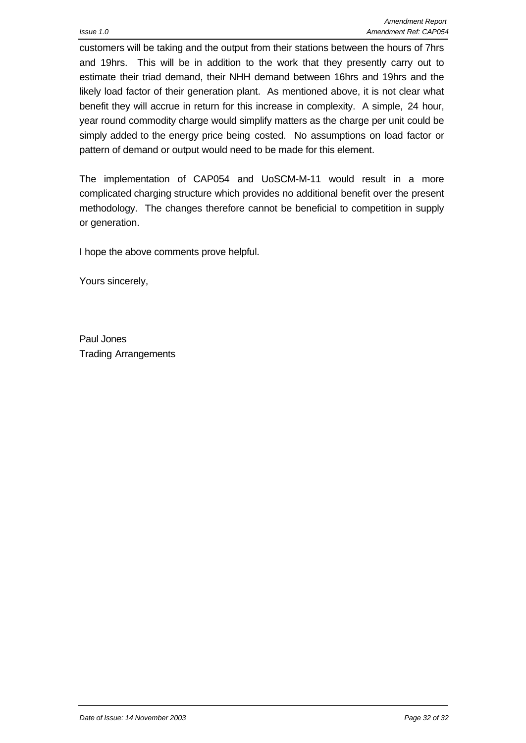customers will be taking and the output from their stations between the hours of 7hrs and 19hrs. This will be in addition to the work that they presently carry out to estimate their triad demand, their NHH demand between 16hrs and 19hrs and the likely load factor of their generation plant. As mentioned above, it is not clear what benefit they will accrue in return for this increase in complexity. A simple, 24 hour, year round commodity charge would simplify matters as the charge per unit could be simply added to the energy price being costed. No assumptions on load factor or pattern of demand or output would need to be made for this element.

The implementation of CAP054 and UoSCM-M-11 would result in a more complicated charging structure which provides no additional benefit over the present methodology. The changes therefore cannot be beneficial to competition in supply or generation.

I hope the above comments prove helpful.

Yours sincerely,

Paul Jones
Trading Arrangements